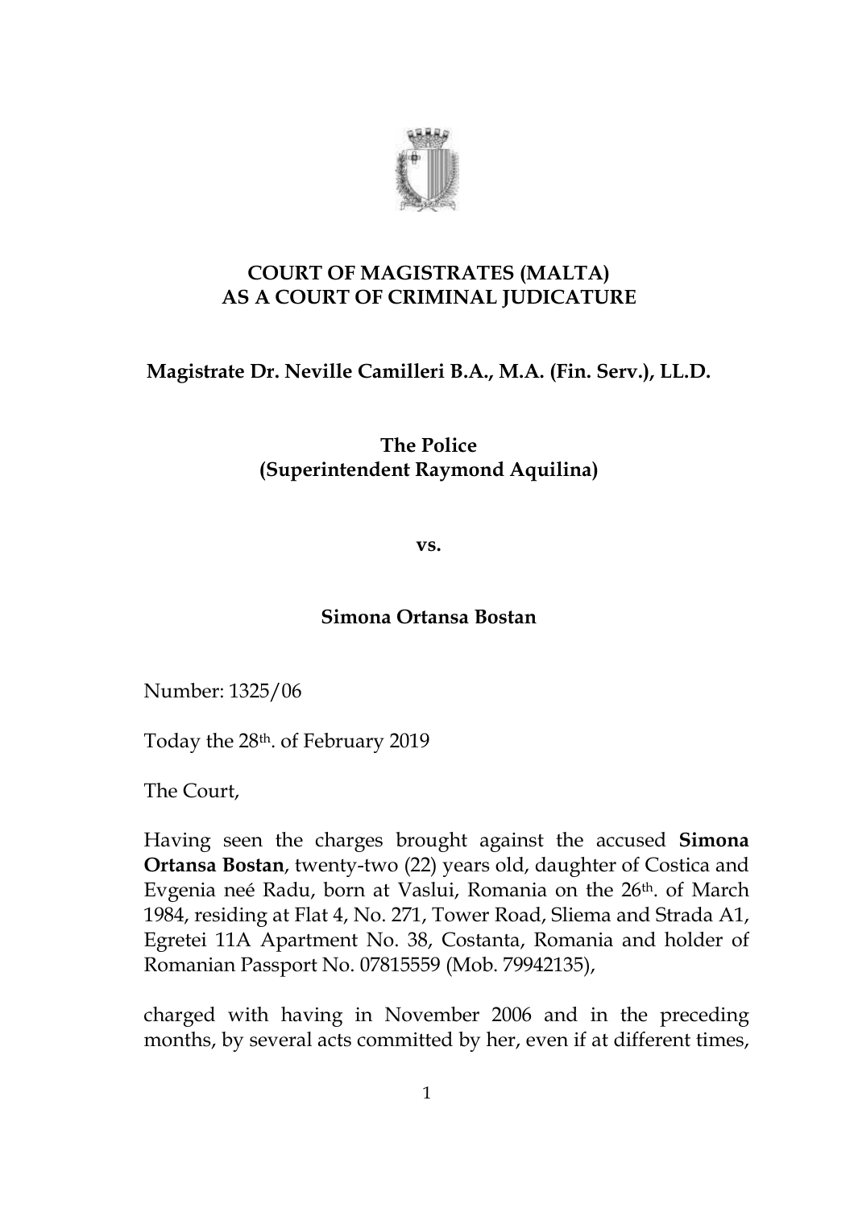**COURT OF MAGISTRATES (MALTA)**
**AS A COURT OF CRIMINAL JUDICATURE**

**Magistrate Dr. Neville Camilleri B.A., M.A. (Fin. Serv.), LL.D.**

**The Police**
**(Superintendent Raymond Aquilina)**

**vs.**

**Simona Ortansa Bostan**

Number: 1325/06

Today the 28th. of February 2019

The Court,

Having seen the charges brought against the accused **Simona Ortansa Bostan**, twenty-two (22) years old, daughter of Costica and Evgenia neé Radu, born at Vaslui, Romania on the 26th. of March 1984, residing at Flat 4, No. 271, Tower Road, Sliema and Strada A1, Egretei 11A Apartment No. 38, Costanta, Romania and holder of Romanian Passport No. 07815559 (Mob. 79942135),

charged with having in November 2006 and in the preceding months, by several acts committed by her, even if at different times,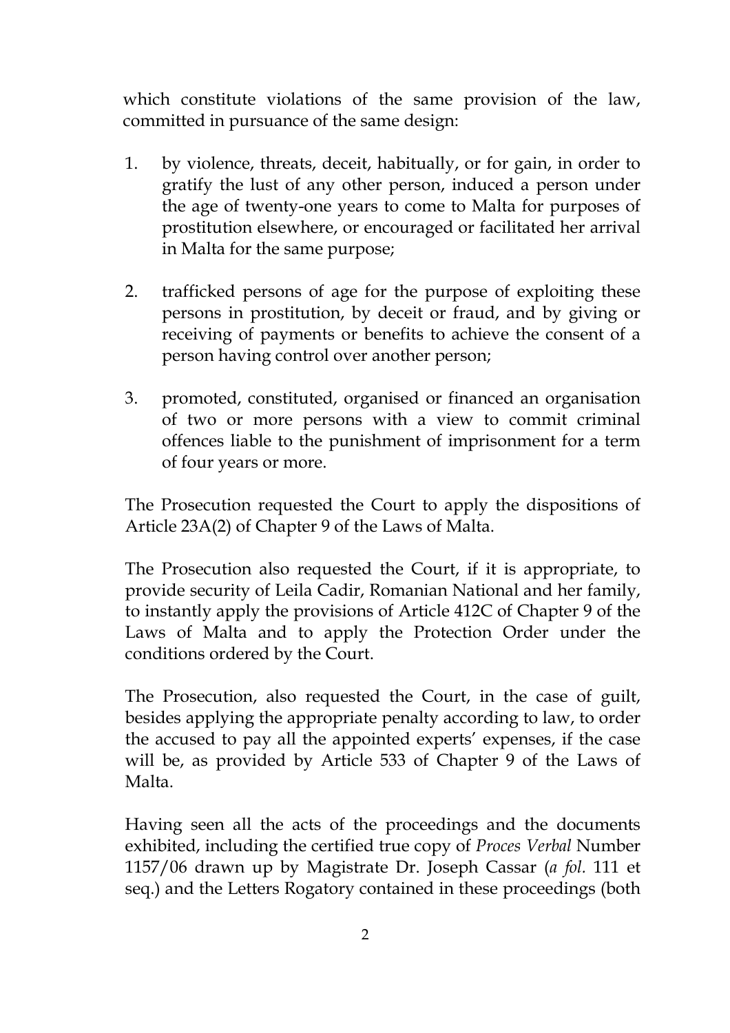which constitute violations of the same provision of the law, committed in pursuance of the same design:

1. by violence, threats, deceit, habitually, or for gain, in order to gratify the lust of any other person, induced a person under the age of twenty-one years to come to Malta for purposes of prostitution elsewhere, or encouraged or facilitated her arrival in Malta for the same purpose;

2. trafficked persons of age for the purpose of exploiting these persons in prostitution, by deceit or fraud, and by giving or receiving of payments or benefits to achieve the consent of a person having control over another person;

3. promoted, constituted, organised or financed an organisation of two or more persons with a view to commit criminal offences liable to the punishment of imprisonment for a term of four years or more.

The Prosecution requested the Court to apply the dispositions of Article 23A(2) of Chapter 9 of the Laws of Malta.

The Prosecution also requested the Court, if it is appropriate, to provide security of Leila Cadir, Romanian National and her family, to instantly apply the provisions of Article 412C of Chapter 9 of the Laws of Malta and to apply the Protection Order under the conditions ordered by the Court.

The Prosecution, also requested the Court, in the case of guilt, besides applying the appropriate penalty according to law, to order the accused to pay all the appointed experts' expenses, if the case will be, as provided by Article 533 of Chapter 9 of the Laws of Malta.

Having seen all the acts of the proceedings and the documents exhibited, including the certified true copy of *Proces Verbal* Number 1157/06 drawn up by Magistrate Dr. Joseph Cassar (*a fol.* 111 et seq.) and the Letters Rogatory contained in these proceedings (both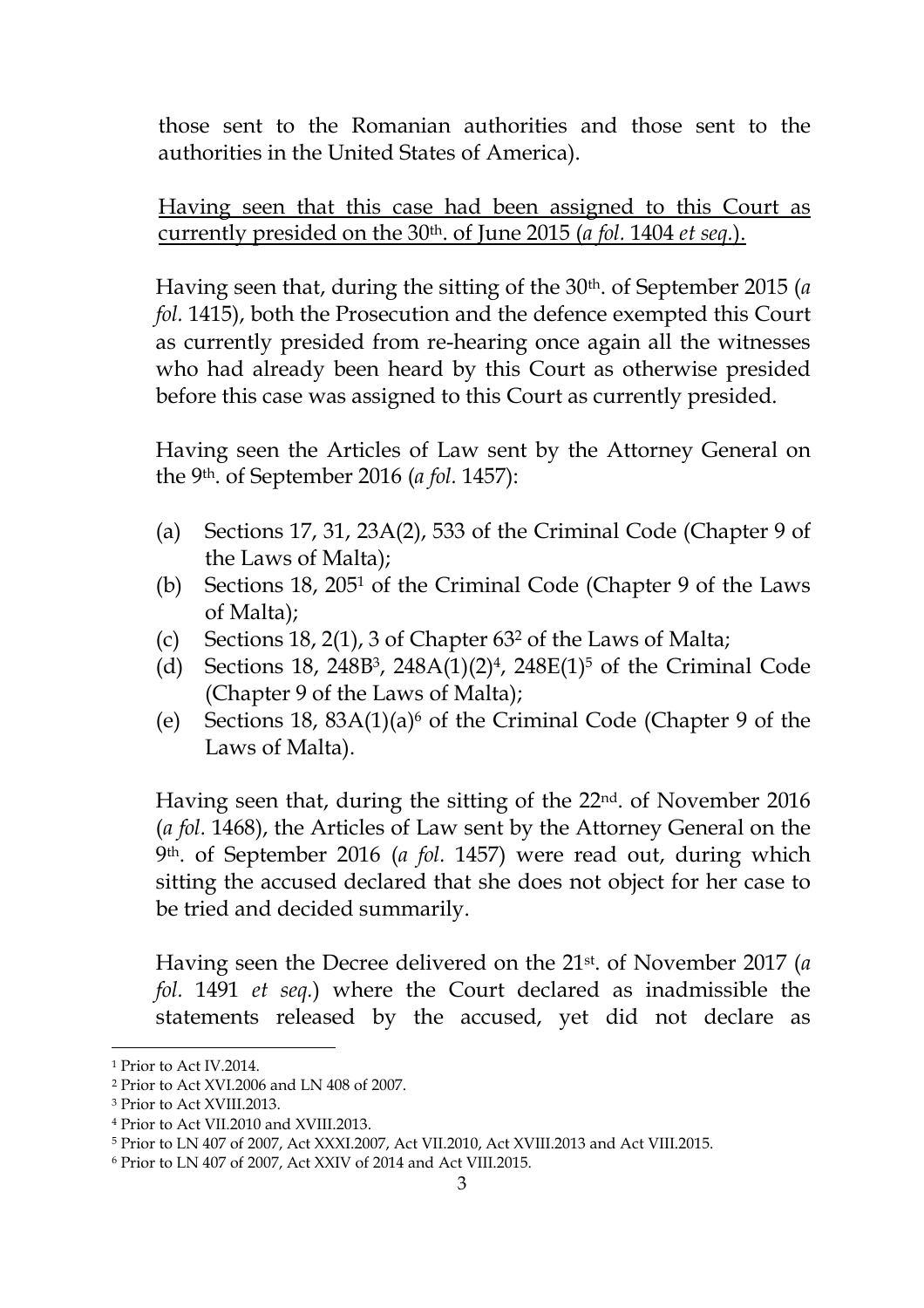those sent to the Romanian authorities and those sent to the authorities in the United States of America).

<u>Having seen that this case had been assigned to this Court as currently presided on the 30th. of June 2015 (*a fol.* 1404 *et seq.*).</u>

Having seen that, during the sitting of the 30th. of September 2015 (*a fol.* 1415), both the Prosecution and the defence exempted this Court as currently presided from re-hearing once again all the witnesses who had already been heard by this Court as otherwise presided before this case was assigned to this Court as currently presided.

Having seen the Articles of Law sent by the Attorney General on the 9th. of September 2016 (*a fol.* 1457):

(a) Sections 17, 31, 23A(2), 533 of the Criminal Code (Chapter 9 of the Laws of Malta);
(b) Sections 18, 205[1] of the Criminal Code (Chapter 9 of the Laws of Malta);
(c) Sections 18, 2(1), 3 of Chapter 63[2] of the Laws of Malta;
(d) Sections 18, 248B[3], 248A(1)(2)[4], 248E(1)[5] of the Criminal Code (Chapter 9 of the Laws of Malta);
(e) Sections 18, 83A(1)(a)[6] of the Criminal Code (Chapter 9 of the Laws of Malta).

Having seen that, during the sitting of the 22nd. of November 2016 (*a fol.* 1468), the Articles of Law sent by the Attorney General on the 9th. of September 2016 (*a fol.* 1457) were read out, during which sitting the accused declared that she does not object for her case to be tried and decided summarily.

Having seen the Decree delivered on the 21st. of November 2017 (*a fol.* 1491 *et seq.*) where the Court declared as inadmissible the statements released by the accused, yet did not declare as

---

[1] Prior to Act IV.2014.
[2] Prior to Act XVI.2006 and LN 408 of 2007.
[3] Prior to Act XVIII.2013.
[4] Prior to Act VII.2010 and XVIII.2013.
[5] Prior to LN 407 of 2007, Act XXXI.2007, Act VII.2010, Act XVIII.2013 and Act VIII.2015.
[6] Prior to LN 407 of 2007, Act XXIV of 2014 and Act VIII.2015.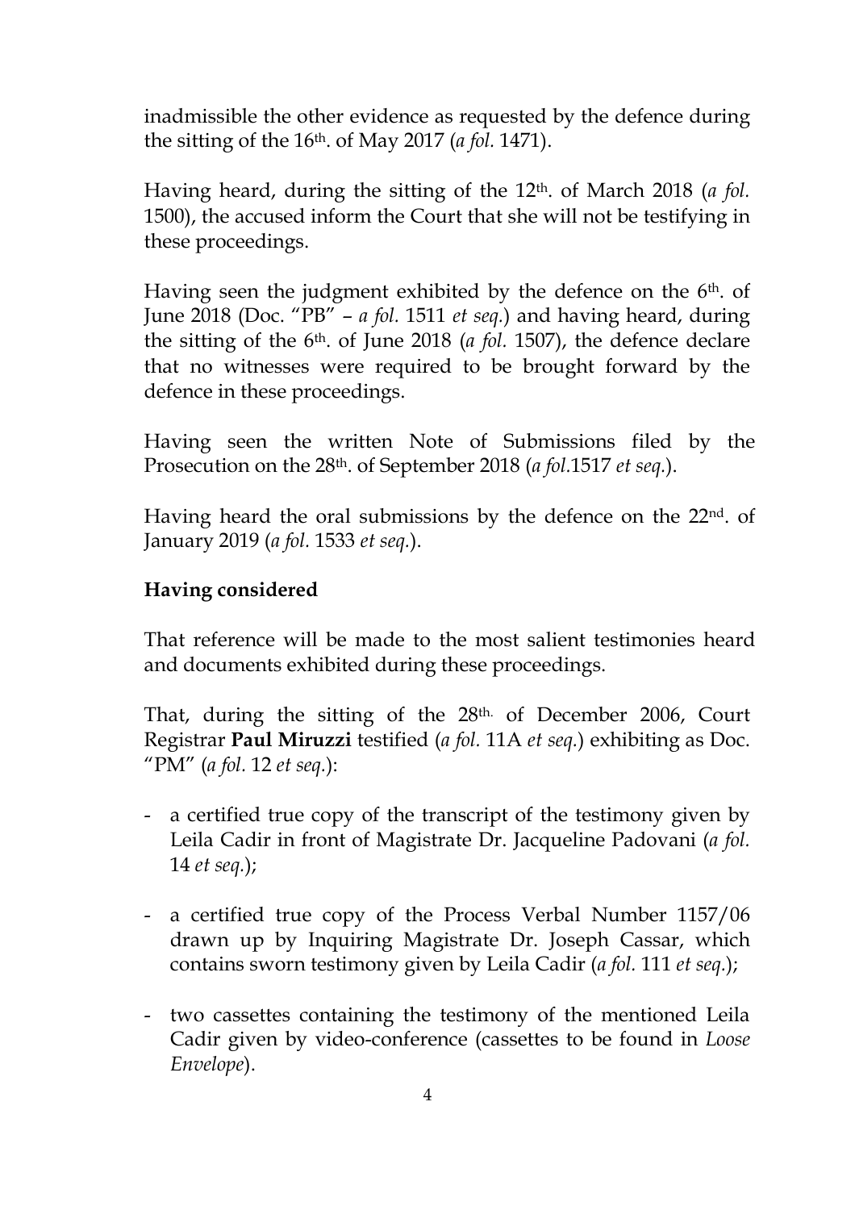inadmissible the other evidence as requested by the defence during the sitting of the 16th. of May 2017 (*a fol.* 1471).

Having heard, during the sitting of the 12th. of March 2018 (*a fol.* 1500), the accused inform the Court that she will not be testifying in these proceedings.

Having seen the judgment exhibited by the defence on the 6th. of June 2018 (Doc. "PB" – *a fol.* 1511 *et seq.*) and having heard, during the sitting of the 6th. of June 2018 (*a fol.* 1507), the defence declare that no witnesses were required to be brought forward by the defence in these proceedings.

Having seen the written Note of Submissions filed by the Prosecution on the 28th. of September 2018 (*a fol.*1517 *et seq.*).

Having heard the oral submissions by the defence on the 22nd. of January 2019 (*a fol.* 1533 *et seq.*).

**Having considered**

That reference will be made to the most salient testimonies heard and documents exhibited during these proceedings.

That, during the sitting of the 28th. of December 2006, Court Registrar **Paul Miruzzi** testified (*a fol.* 11A *et seq.*) exhibiting as Doc. "PM" (*a fol.* 12 *et seq.*):

- a certified true copy of the transcript of the testimony given by Leila Cadir in front of Magistrate Dr. Jacqueline Padovani (*a fol.* 14 *et seq.*);

- a certified true copy of the Process Verbal Number 1157/06 drawn up by Inquiring Magistrate Dr. Joseph Cassar, which contains sworn testimony given by Leila Cadir (*a fol.* 111 *et seq.*);

- two cassettes containing the testimony of the mentioned Leila Cadir given by video-conference (cassettes to be found in *Loose Envelope*).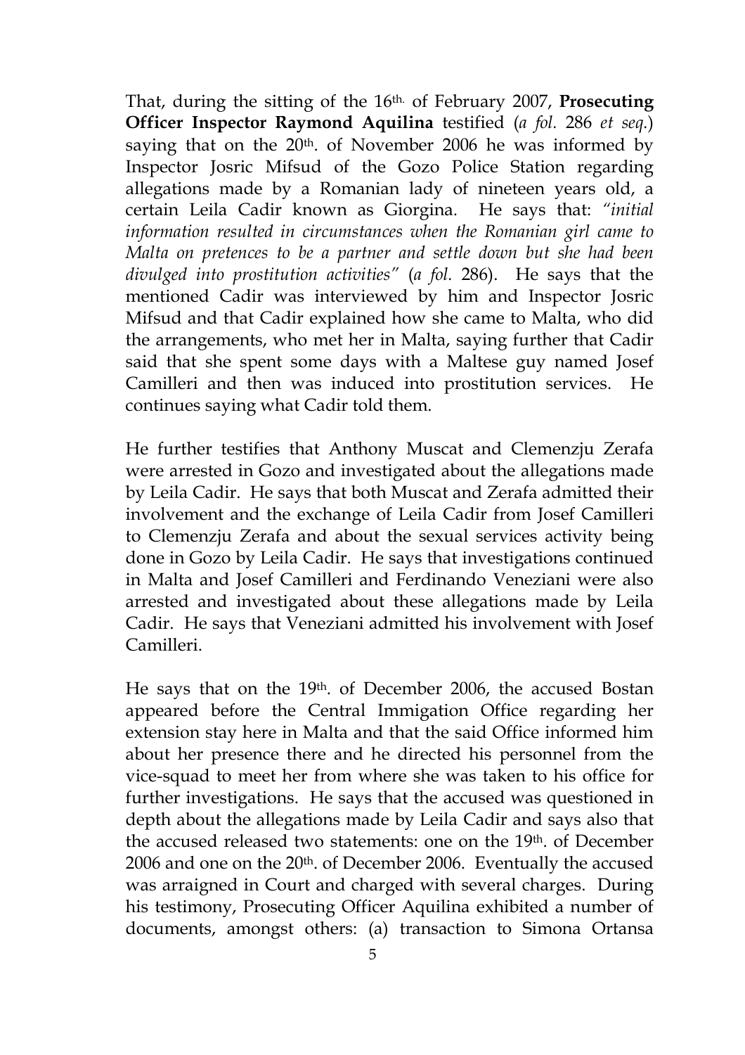That, during the sitting of the 16th. of February 2007, **Prosecuting Officer Inspector Raymond Aquilina** testified (*a fol.* 286 *et seq.*) saying that on the 20th. of November 2006 he was informed by Inspector Josric Mifsud of the Gozo Police Station regarding allegations made by a Romanian lady of nineteen years old, a certain Leila Cadir known as Giorgina. He says that: *"initial information resulted in circumstances when the Romanian girl came to Malta on pretences to be a partner and settle down but she had been divulged into prostitution activities"* (*a fol.* 286). He says that the mentioned Cadir was interviewed by him and Inspector Josric Mifsud and that Cadir explained how she came to Malta, who did the arrangements, who met her in Malta, saying further that Cadir said that she spent some days with a Maltese guy named Josef Camilleri and then was induced into prostitution services. He continues saying what Cadir told them.

He further testifies that Anthony Muscat and Clemenzju Zerafa were arrested in Gozo and investigated about the allegations made by Leila Cadir. He says that both Muscat and Zerafa admitted their involvement and the exchange of Leila Cadir from Josef Camilleri to Clemenzju Zerafa and about the sexual services activity being done in Gozo by Leila Cadir. He says that investigations continued in Malta and Josef Camilleri and Ferdinando Veneziani were also arrested and investigated about these allegations made by Leila Cadir. He says that Veneziani admitted his involvement with Josef Camilleri.

He says that on the 19th. of December 2006, the accused Bostan appeared before the Central Immigation Office regarding her extension stay here in Malta and that the said Office informed him about her presence there and he directed his personnel from the vice-squad to meet her from where she was taken to his office for further investigations. He says that the accused was questioned in depth about the allegations made by Leila Cadir and says also that the accused released two statements: one on the 19th. of December 2006 and one on the 20th. of December 2006. Eventually the accused was arraigned in Court and charged with several charges. During his testimony, Prosecuting Officer Aquilina exhibited a number of documents, amongst others: (a) transaction to Simona Ortansa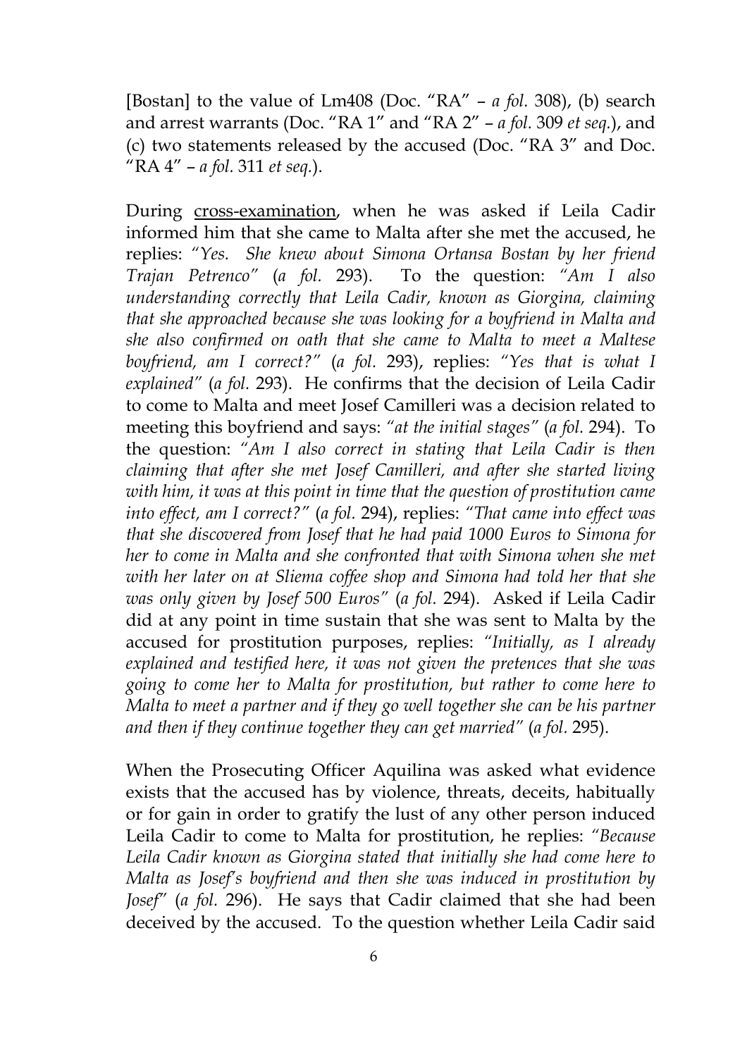[Bostan] to the value of Lm408 (Doc. "RA" – *a fol.* 308), (b) search and arrest warrants (Doc. "RA 1" and "RA 2" – *a fol.* 309 *et seq.*), and (c) two statements released by the accused (Doc. "RA 3" and Doc. "RA 4" – *a fol.* 311 *et seq.*).

During <u>cross-examination</u>, when he was asked if Leila Cadir informed him that she came to Malta after she met the accused, he replies: *"Yes. She knew about Simona Ortansa Bostan by her friend Trajan Petrenco"* (*a fol.* 293). To the question: *"Am I also understanding correctly that Leila Cadir, known as Giorgina, claiming that she approached because she was looking for a boyfriend in Malta and she also confirmed on oath that she came to Malta to meet a Maltese boyfriend, am I correct?"* (*a fol*. 293), replies: *"Yes that is what I explained"* (*a fol.* 293). He confirms that the decision of Leila Cadir to come to Malta and meet Josef Camilleri was a decision related to meeting this boyfriend and says: *"at the initial stages"* (*a fol.* 294). To the question: *"Am I also correct in stating that Leila Cadir is then claiming that after she met Josef Camilleri, and after she started living with him, it was at this point in time that the question of prostitution came into effect, am I correct?"* (*a fol*. 294), replies: *"That came into effect was that she discovered from Josef that he had paid 1000 Euros to Simona for her to come in Malta and she confronted that with Simona when she met with her later on at Sliema coffee shop and Simona had told her that she was only given by Josef 500 Euros"* (*a fol.* 294). Asked if Leila Cadir did at any point in time sustain that she was sent to Malta by the accused for prostitution purposes, replies: *"Initially, as I already explained and testified here, it was not given the pretences that she was going to come her to Malta for prostitution, but rather to come here to Malta to meet a partner and if they go well together she can be his partner and then if they continue together they can get married"* (*a fol*. 295).

When the Prosecuting Officer Aquilina was asked what evidence exists that the accused has by violence, threats, deceits, habitually or for gain in order to gratify the lust of any other person induced Leila Cadir to come to Malta for prostitution, he replies: *"Because Leila Cadir known as Giorgina stated that initially she had come here to Malta as Josef's boyfriend and then she was induced in prostitution by Josef"* (*a fol.* 296). He says that Cadir claimed that she had been deceived by the accused. To the question whether Leila Cadir said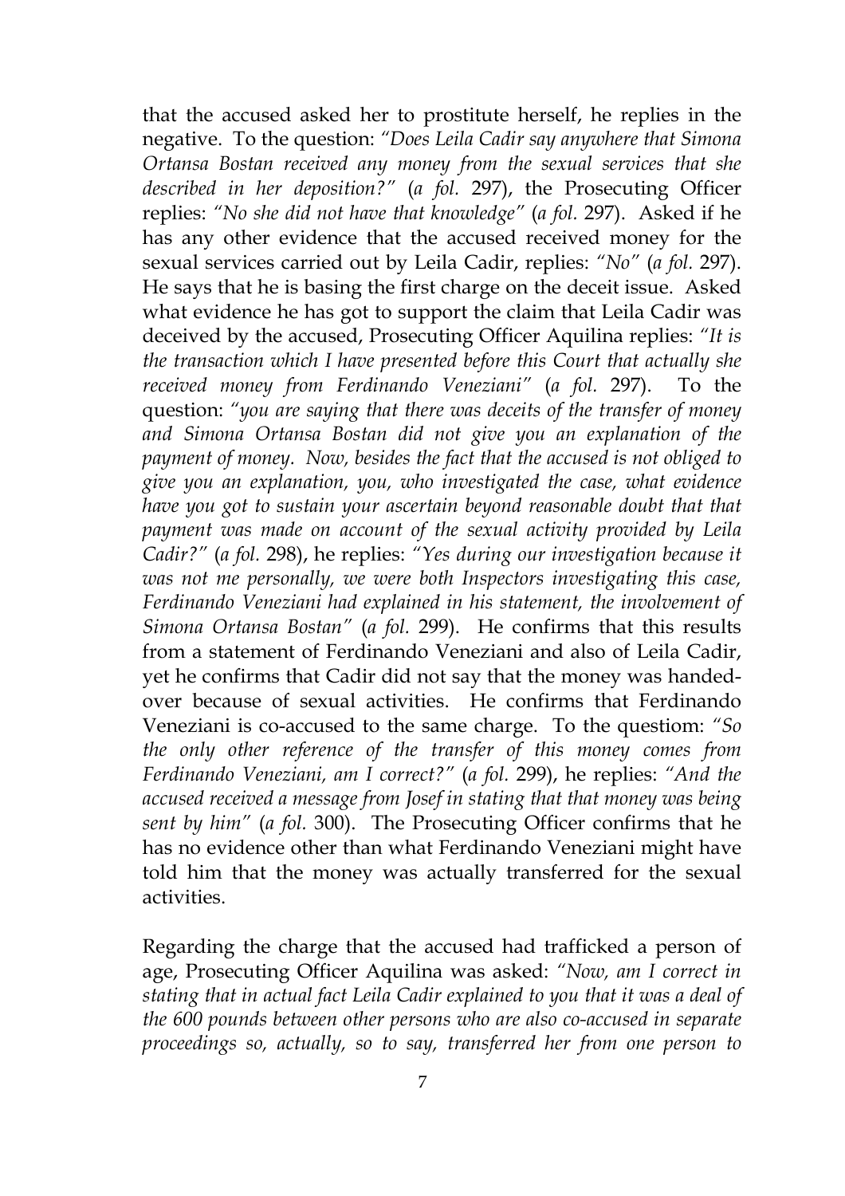that the accused asked her to prostitute herself, he replies in the negative. To the question: *"Does Leila Cadir say anywhere that Simona Ortansa Bostan received any money from the sexual services that she described in her deposition?"* (*a fol.* 297), the Prosecuting Officer replies: *"No she did not have that knowledge"* (*a fol.* 297). Asked if he has any other evidence that the accused received money for the sexual services carried out by Leila Cadir, replies: *"No"* (*a fol.* 297). He says that he is basing the first charge on the deceit issue. Asked what evidence he has got to support the claim that Leila Cadir was deceived by the accused, Prosecuting Officer Aquilina replies: *"It is the transaction which I have presented before this Court that actually she received money from Ferdinando Veneziani"* (*a fol.* 297). To the question: *"you are saying that there was deceits of the transfer of money and Simona Ortansa Bostan did not give you an explanation of the payment of money. Now, besides the fact that the accused is not obliged to give you an explanation, you, who investigated the case, what evidence have you got to sustain your ascertain beyond reasonable doubt that that payment was made on account of the sexual activity provided by Leila Cadir?"* (*a fol.* 298), he replies: *"Yes during our investigation because it was not me personally, we were both Inspectors investigating this case, Ferdinando Veneziani had explained in his statement, the involvement of Simona Ortansa Bostan"* (*a fol.* 299). He confirms that this results from a statement of Ferdinando Veneziani and also of Leila Cadir, yet he confirms that Cadir did not say that the money was handed-over because of sexual activities. He confirms that Ferdinando Veneziani is co-accused to the same charge. To the question: *"So the only other reference of the transfer of this money comes from Ferdinando Veneziani, am I correct?"* (*a fol.* 299), he replies: *"And the accused received a message from Josef in stating that that money was being sent by him"* (*a fol.* 300). The Prosecuting Officer confirms that he has no evidence other than what Ferdinando Veneziani might have told him that the money was actually transferred for the sexual activities.

Regarding the charge that the accused had trafficked a person of age, Prosecuting Officer Aquilina was asked: *"Now, am I correct in stating that in actual fact Leila Cadir explained to you that it was a deal of the 600 pounds between other persons who are also co-accused in separate proceedings so, actually, so to say, transferred her from one person to*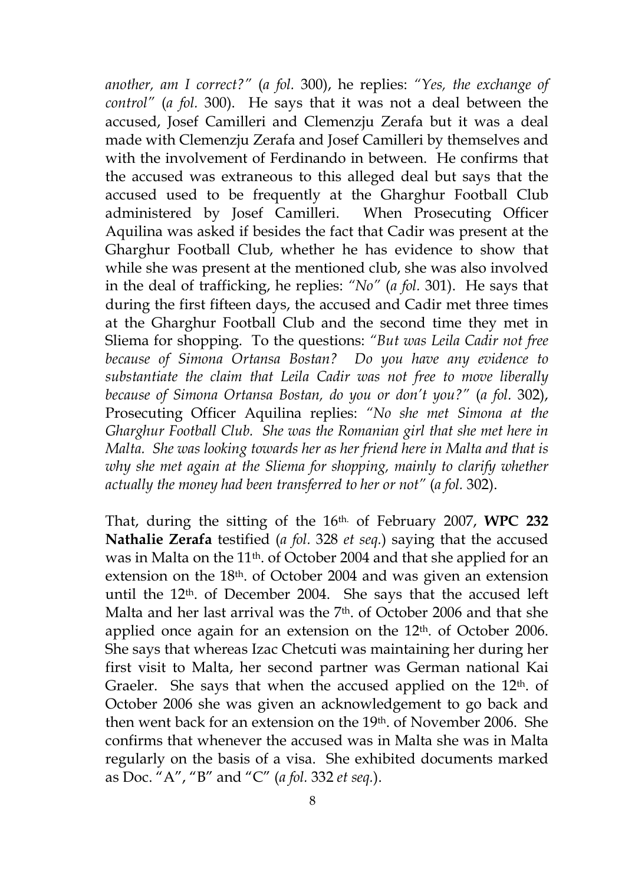*another, am I correct?"* (*a fol.* 300), he replies: *"Yes, the exchange of control"* (*a fol.* 300). He says that it was not a deal between the accused, Josef Camilleri and Clemenzju Zerafa but it was a deal made with Clemenzju Zerafa and Josef Camilleri by themselves and with the involvement of Ferdinando in between. He confirms that the accused was extraneous to this alleged deal but says that the accused used to be frequently at the Gharghur Football Club administered by Josef Camilleri. When Prosecuting Officer Aquilina was asked if besides the fact that Cadir was present at the Gharghur Football Club, whether he has evidence to show that while she was present at the mentioned club, she was also involved in the deal of trafficking, he replies: *"No"* (*a fol.* 301). He says that during the first fifteen days, the accused and Cadir met three times at the Gharghur Football Club and the second time they met in Sliema for shopping. To the questions: *"But was Leila Cadir not free because of Simona Ortansa Bostan? Do you have any evidence to substantiate the claim that Leila Cadir was not free to move liberally because of Simona Ortansa Bostan, do you or don't you?"* (*a fol.* 302), Prosecuting Officer Aquilina replies: *"No she met Simona at the Gharghur Football Club. She was the Romanian girl that she met here in Malta. She was looking towards her as her friend here in Malta and that is why she met again at the Sliema for shopping, mainly to clarify whether actually the money had been transferred to her or not"* (*a fol.* 302).

That, during the sitting of the 16th. of February 2007, **WPC 232 Nathalie Zerafa** testified (*a fol.* 328 *et seq.*) saying that the accused was in Malta on the 11th. of October 2004 and that she applied for an extension on the 18th. of October 2004 and was given an extension until the 12th. of December 2004. She says that the accused left Malta and her last arrival was the 7th. of October 2006 and that she applied once again for an extension on the 12th. of October 2006. She says that whereas Izac Chetcuti was maintaining her during her first visit to Malta, her second partner was German national Kai Graeler. She says that when the accused applied on the 12th. of October 2006 she was given an acknowledgement to go back and then went back for an extension on the 19th. of November 2006. She confirms that whenever the accused was in Malta she was in Malta regularly on the basis of a visa. She exhibited documents marked as Doc. "A", "B" and "C" (*a fol.* 332 *et seq.*).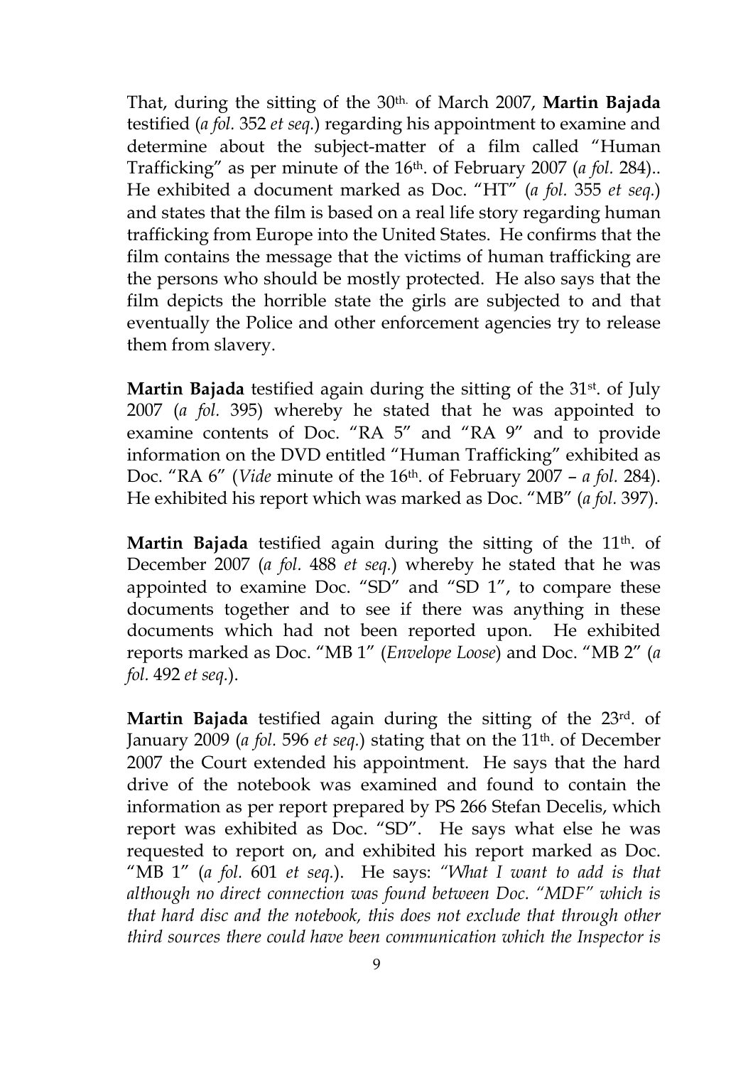That, during the sitting of the 30th. of March 2007, **Martin Bajada** testified (*a fol.* 352 *et seq.*) regarding his appointment to examine and determine about the subject-matter of a film called "Human Trafficking" as per minute of the 16th. of February 2007 (*a fol.* 284).. He exhibited a document marked as Doc. "HT" (*a fol.* 355 *et seq.*) and states that the film is based on a real life story regarding human trafficking from Europe into the United States. He confirms that the film contains the message that the victims of human trafficking are the persons who should be mostly protected. He also says that the film depicts the horrible state the girls are subjected to and that eventually the Police and other enforcement agencies try to release them from slavery.

**Martin Bajada** testified again during the sitting of the 31st. of July 2007 (*a fol.* 395) whereby he stated that he was appointed to examine contents of Doc. "RA 5" and "RA 9" and to provide information on the DVD entitled "Human Trafficking" exhibited as Doc. "RA 6" (*Vide* minute of the 16th. of February 2007 – *a fol.* 284). He exhibited his report which was marked as Doc. "MB" (*a fol.* 397).

**Martin Bajada** testified again during the sitting of the 11th. of December 2007 (*a fol.* 488 *et seq.*) whereby he stated that he was appointed to examine Doc. "SD" and "SD 1", to compare these documents together and to see if there was anything in these documents which had not been reported upon. He exhibited reports marked as Doc. "MB 1" (*Envelope Loose*) and Doc. "MB 2" (*a fol.* 492 *et seq.*).

**Martin Bajada** testified again during the sitting of the 23rd. of January 2009 (*a fol.* 596 *et seq.*) stating that on the 11th. of December 2007 the Court extended his appointment. He says that the hard drive of the notebook was examined and found to contain the information as per report prepared by PS 266 Stefan Decelis, which report was exhibited as Doc. "SD". He says what else he was requested to report on, and exhibited his report marked as Doc. "MB 1" (*a fol.* 601 *et seq.*). He says: *"What I want to add is that although no direct connection was found between Doc. "MDF" which is that hard disc and the notebook, this does not exclude that through other third sources there could have been communication which the Inspector is*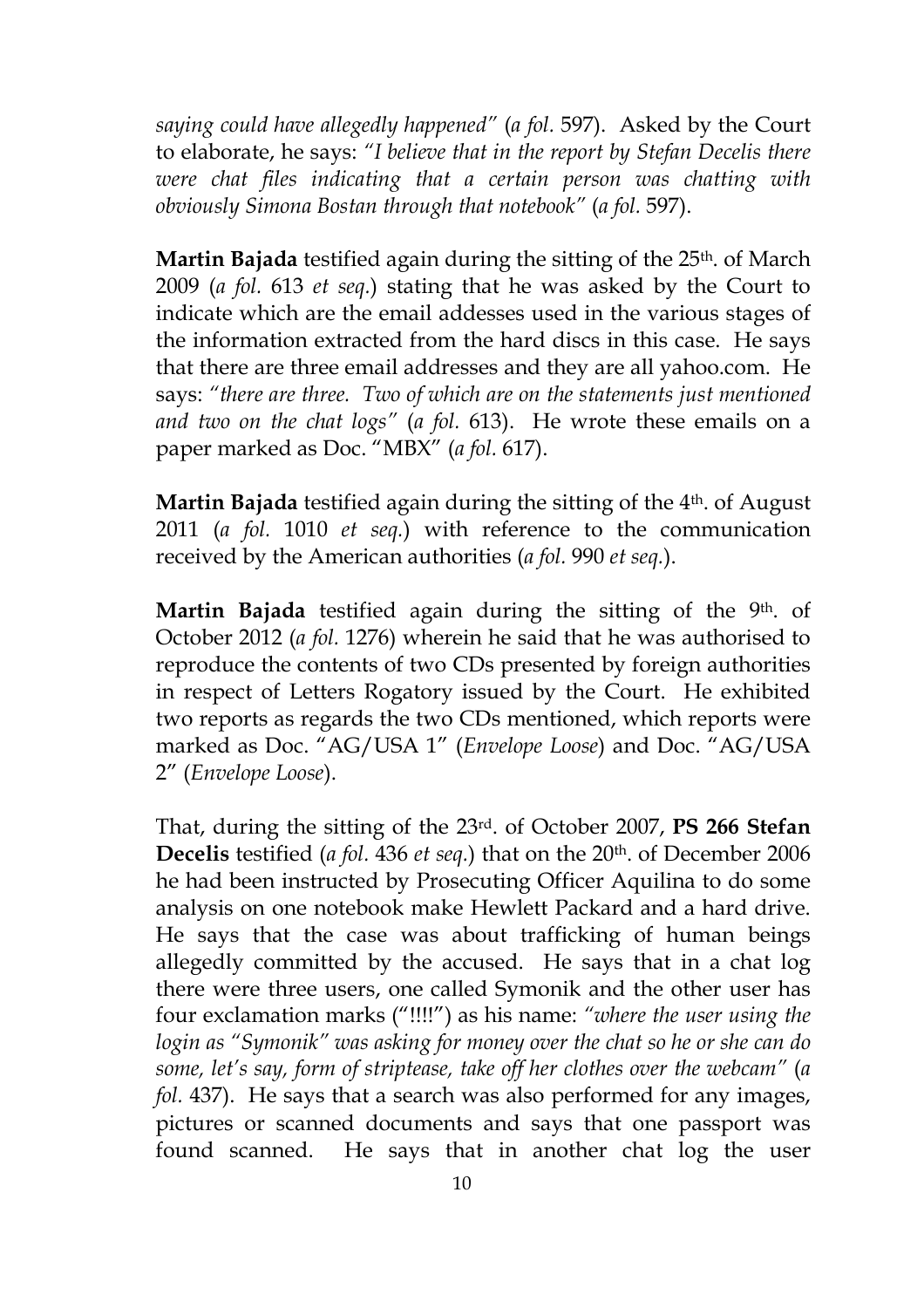*saying could have allegedly happened"* (*a fol.* 597). Asked by the Court to elaborate, he says: *"I believe that in the report by Stefan Decelis there were chat files indicating that a certain person was chatting with obviously Simona Bostan through that notebook"* (*a fol.* 597).

**Martin Bajada** testified again during the sitting of the 25th. of March 2009 (*a fol.* 613 *et seq.*) stating that he was asked by the Court to indicate which are the email addesses used in the various stages of the information extracted from the hard discs in this case. He says that there are three email addresses and they are all yahoo.com. He says: *"there are three. Two of which are on the statements just mentioned and two on the chat logs"* (*a fol.* 613). He wrote these emails on a paper marked as Doc. "MBX" (*a fol.* 617).

**Martin Bajada** testified again during the sitting of the 4th. of August 2011 (*a fol.* 1010 *et seq.*) with reference to the communication received by the American authorities (*a fol.* 990 *et seq.*).

**Martin Bajada** testified again during the sitting of the 9th. of October 2012 (*a fol.* 1276) wherein he said that he was authorised to reproduce the contents of two CDs presented by foreign authorities in respect of Letters Rogatory issued by the Court. He exhibited two reports as regards the two CDs mentioned, which reports were marked as Doc. "AG/USA 1" (*Envelope Loose*) and Doc. "AG/USA 2" (*Envelope Loose*).

That, during the sitting of the 23rd. of October 2007, **PS 266 Stefan Decelis** testified (*a fol.* 436 *et seq.*) that on the 20th. of December 2006 he had been instructed by Prosecuting Officer Aquilina to do some analysis on one notebook make Hewlett Packard and a hard drive. He says that the case was about trafficking of human beings allegedly committed by the accused. He says that in a chat log there were three users, one called Symonik and the other user has four exclamation marks ("!!!!") as his name: *"where the user using the login as "Symonik" was asking for money over the chat so he or she can do some, let's say, form of striptease, take off her clothes over the webcam"* (*a fol.* 437). He says that a search was also performed for any images, pictures or scanned documents and says that one passport was found scanned. He says that in another chat log the user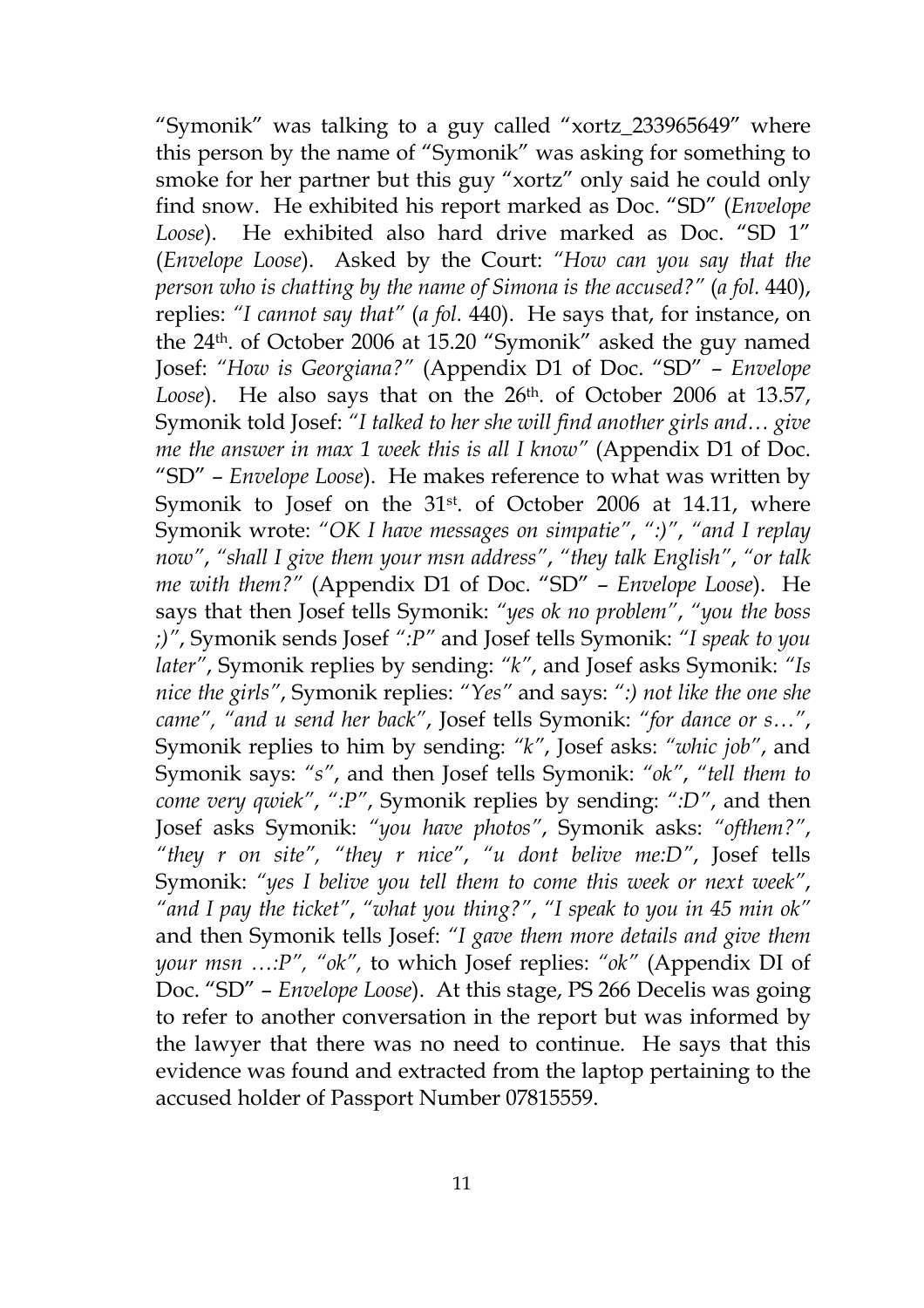"Symonik" was talking to a guy called "xortz_233965649" where this person by the name of "Symonik" was asking for something to smoke for her partner but this guy "xortz" only said he could only find snow. He exhibited his report marked as Doc. "SD" (*Envelope Loose*). He exhibited also hard drive marked as Doc. "SD 1" (*Envelope Loose*). Asked by the Court: *"How can you say that the person who is chatting by the name of Simona is the accused?"* (*a fol.* 440), replies: *"I cannot say that"* (*a fol.* 440). He says that, for instance, on the 24th. of October 2006 at 15.20 "Symonik" asked the guy named Josef: *"How is Georgiana?"* (Appendix D1 of Doc. "SD" – *Envelope Loose*). He also says that on the 26th. of October 2006 at 13.57, Symonik told Josef: *"I talked to her she will find another girls and… give me the answer in max 1 week this is all I know"* (Appendix D1 of Doc. "SD" – *Envelope Loose*). He makes reference to what was written by Symonik to Josef on the 31st. of October 2006 at 14.11, where Symonik wrote: *"OK I have messages on simpatie"*, *":)"*, *"and I replay now"*, *"shall I give them your msn address"*, *"they talk English"*, *"or talk me with them?"* (Appendix D1 of Doc. "SD" – *Envelope Loose*). He says that then Josef tells Symonik: *"yes ok no problem"*, *"you the boss ;)"*, Symonik sends Josef *":P"* and Josef tells Symonik: *"I speak to you later"*, Symonik replies by sending: *"k"*, and Josef asks Symonik: *"Is nice the girls"*, Symonik replies: *"Yes"* and says: *":) not like the one she came"*, *"and u send her back"*, Josef tells Symonik: *"for dance or s…"*, Symonik replies to him by sending: *"k"*, Josef asks: *"whic job"*, and Symonik says: *"s"*, and then Josef tells Symonik: *"ok"*, *"tell them to come very qwiek"*, *":P"*, Symonik replies by sending: *":D"*, and then Josef asks Symonik: *"you have photos"*, Symonik asks: *"ofthem?"*, *"they r on site"*, *"they r nice"*, *"u dont belive me:D"*, Josef tells Symonik: *"yes I belive you tell them to come this week or next week"*, *"and I pay the ticket"*, *"what you thing?"*, *"I speak to you in 45 min ok"* and then Symonik tells Josef: *"I gave them more details and give them your msn …:P"*, *"ok"*, to which Josef replies: *"ok"* (Appendix DI of Doc. "SD" – *Envelope Loose*). At this stage, PS 266 Decelis was going to refer to another conversation in the report but was informed by the lawyer that there was no need to continue. He says that this evidence was found and extracted from the laptop pertaining to the accused holder of Passport Number 07815559.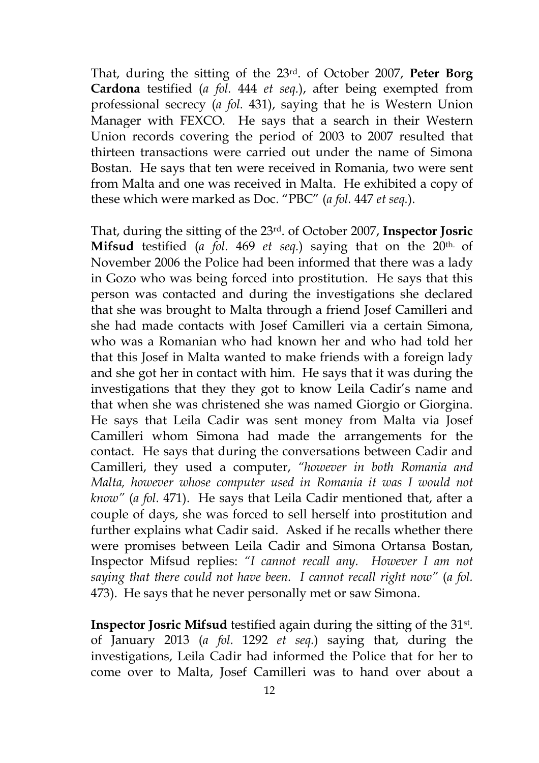That, during the sitting of the 23rd. of October 2007, **Peter Borg Cardona** testified (*a fol.* 444 *et seq.*), after being exempted from professional secrecy (*a fol.* 431), saying that he is Western Union Manager with FEXCO. He says that a search in their Western Union records covering the period of 2003 to 2007 resulted that thirteen transactions were carried out under the name of Simona Bostan. He says that ten were received in Romania, two were sent from Malta and one was received in Malta. He exhibited a copy of these which were marked as Doc. "PBC" (*a fol.* 447 *et seq.*).

That, during the sitting of the 23rd. of October 2007, **Inspector Josric Mifsud** testified (*a fol.* 469 *et seq.*) saying that on the 20th. of November 2006 the Police had been informed that there was a lady in Gozo who was being forced into prostitution. He says that this person was contacted and during the investigations she declared that she was brought to Malta through a friend Josef Camilleri and she had made contacts with Josef Camilleri via a certain Simona, who was a Romanian who had known her and who had told her that this Josef in Malta wanted to make friends with a foreign lady and she got her in contact with him. He says that it was during the investigations that they they got to know Leila Cadir's name and that when she was christened she was named Giorgio or Giorgina. He says that Leila Cadir was sent money from Malta via Josef Camilleri whom Simona had made the arrangements for the contact. He says that during the conversations between Cadir and Camilleri, they used a computer, *"however in both Romania and Malta, however whose computer used in Romania it was I would not know"* (*a fol.* 471). He says that Leila Cadir mentioned that, after a couple of days, she was forced to sell herself into prostitution and further explains what Cadir said. Asked if he recalls whether there were promises between Leila Cadir and Simona Ortansa Bostan, Inspector Mifsud replies: *"I cannot recall any. However I am not saying that there could not have been. I cannot recall right now"* (*a fol.* 473). He says that he never personally met or saw Simona.

**Inspector Josric Mifsud** testified again during the sitting of the 31st. of January 2013 (*a fol.* 1292 *et seq.*) saying that, during the investigations, Leila Cadir had informed the Police that for her to come over to Malta, Josef Camilleri was to hand over about a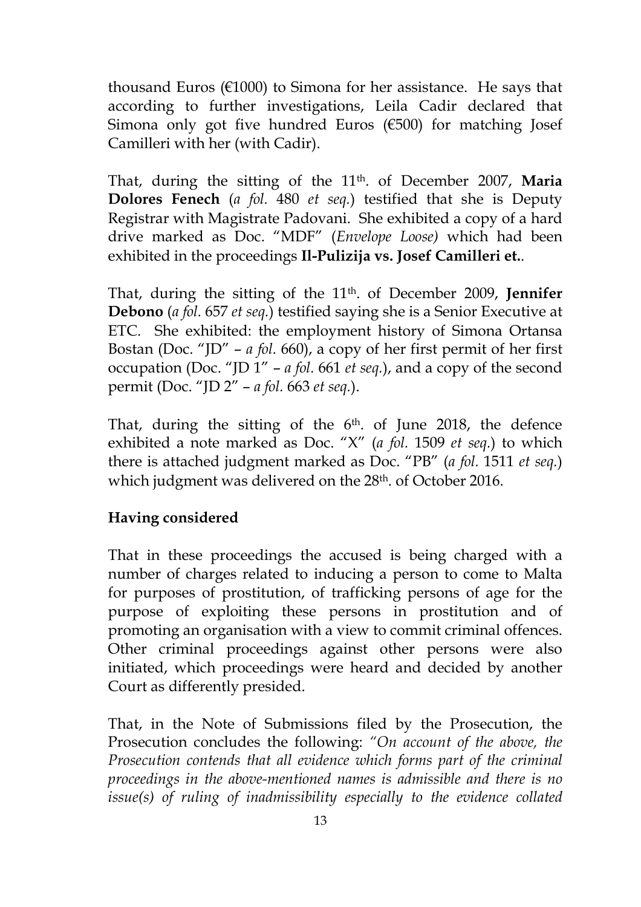thousand Euros (€1000) to Simona for her assistance. He says that according to further investigations, Leila Cadir declared that Simona only got five hundred Euros (€500) for matching Josef Camilleri with her (with Cadir).

That, during the sitting of the 11th. of December 2007, **Maria Dolores Fenech** (*a fol.* 480 *et seq.*) testified that she is Deputy Registrar with Magistrate Padovani. She exhibited a copy of a hard drive marked as Doc. "MDF" (*Envelope Loose)* which had been exhibited in the proceedings **Il-Pulizija vs. Josef Camilleri et.**.

That, during the sitting of the 11th. of December 2009, **Jennifer Debono** (*a fol.* 657 *et seq.*) testified saying she is a Senior Executive at ETC. She exhibited: the employment history of Simona Ortansa Bostan (Doc. "JD" – *a fol.* 660), a copy of her first permit of her first occupation (Doc. "JD 1" – *a fol.* 661 *et seq.*), and a copy of the second permit (Doc. "JD 2" – *a fol.* 663 *et seq.*).

That, during the sitting of the 6th. of June 2018, the defence exhibited a note marked as Doc. "X" (*a fol.* 1509 *et seq.*) to which there is attached judgment marked as Doc. "PB" (*a fol.* 1511 *et seq.*) which judgment was delivered on the 28th. of October 2016.

**Having considered**

That in these proceedings the accused is being charged with a number of charges related to inducing a person to come to Malta for purposes of prostitution, of trafficking persons of age for the purpose of exploiting these persons in prostitution and of promoting an organisation with a view to commit criminal offences. Other criminal proceedings against other persons were also initiated, which proceedings were heard and decided by another Court as differently presided.

That, in the Note of Submissions filed by the Prosecution, the Prosecution concludes the following: *"On account of the above, the Prosecution contends that all evidence which forms part of the criminal proceedings in the above-mentioned names is admissible and there is no issue(s) of ruling of inadmissibility especially to the evidence collated*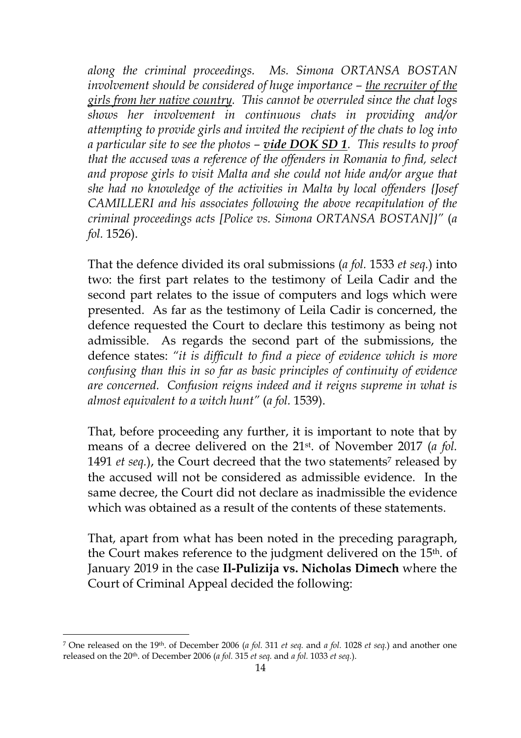*along the criminal proceedings. Ms. Simona ORTANSA BOSTAN involvement should be considered of huge importance – <u>the recruiter of the girls from her native country</u>. This cannot be overruled since the chat logs shows her involvement in continuous chats in providing and/or attempting to provide girls and invited the recipient of the chats to log into a particular site to see the photos –* ***<u>vide DOK SD 1</u>****. This results to proof that the accused was a reference of the offenders in Romania to find, select and propose girls to visit Malta and she could not hide and/or argue that she had no knowledge of the activities in Malta by local offenders {Josef CAMILLERI and his associates following the above recapitulation of the criminal proceedings acts [Police vs. Simona ORTANSA BOSTAN]}"* (*a fol.* 1526).

That the defence divided its oral submissions (*a fol.* 1533 *et seq.*) into two: the first part relates to the testimony of Leila Cadir and the second part relates to the issue of computers and logs which were presented. As far as the testimony of Leila Cadir is concerned, the defence requested the Court to declare this testimony as being not admissible. As regards the second part of the submissions, the defence states: *"it is difficult to find a piece of evidence which is more confusing than this in so far as basic principles of continuity of evidence are concerned. Confusion reigns indeed and it reigns supreme in what is almost equivalent to a witch hunt"* (*a fol.* 1539).

That, before proceeding any further, it is important to note that by means of a decree delivered on the 21st. of November 2017 (*a fol.* 1491 *et seq.*), the Court decreed that the two statements[7] released by the accused will not be considered as admissible evidence. In the same decree, the Court did not declare as inadmissible the evidence which was obtained as a result of the contents of these statements.

That, apart from what has been noted in the preceding paragraph, the Court makes reference to the judgment delivered on the 15th. of January 2019 in the case **Il-Pulizija vs. Nicholas Dimech** where the Court of Criminal Appeal decided the following:

---

[7] One released on the 19th. of December 2006 (*a fol.* 311 *et seq.* and *a fol.* 1028 *et seq.*) and another one released on the 20th. of December 2006 (*a fol.* 315 *et seq.* and *a fol.* 1033 *et seq.*).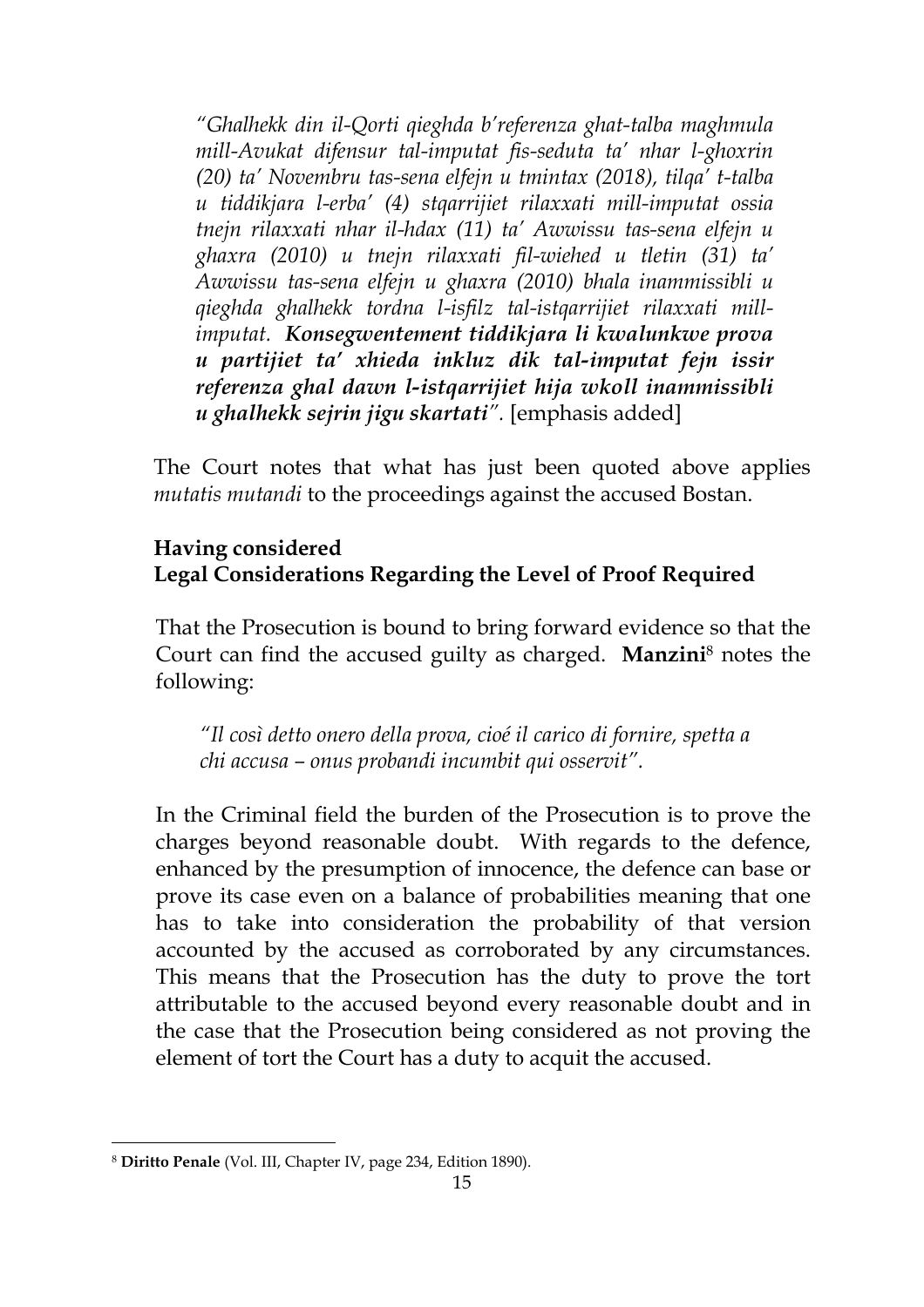*"Għalhekk din il-Qorti qiegħda b'referenza għat-talba magħmula mill-Avukat difensur tal-imputat fis-seduta ta' nhar l-għoxrin (20) ta' Novembru tas-sena elfejn u tmintax (2018), tilqa' t-talba u tiddikjara l-erba' (4) stqarrijiet rilaxxati mill-imputat ossia tnejn rilaxxati nhar il-ħdax (11) ta' Awwissu tas-sena elfejn u għaxra (2010) u tnejn rilaxxati fil-wieħed u tletin (31) ta' Awwissu tas-sena elfejn u għaxra (2010) bħala inammissibli u qiegħda għalhekk tordna l-isfilz tal-istqarrijiet rilaxxati mill-imputat. **Konsegwentement tiddikjara li kwalunkwe prova u partijiet ta' xhieda inkluż dik tal-imputat fejn issir referenza għal dawn l-istqarrijiet hija wkoll inammissibli u għalhekk sejrin jiġu skartati**".* [emphasis added]

The Court notes that what has just been quoted above applies *mutatis mutandis* to the proceedings against the accused Bostan.

**Having considered**
**Legal Considerations Regarding the Level of Proof Required**

That the Prosecution is bound to bring forward evidence so that the Court can find the accused guilty as charged. **Manzini**[8] notes the following:

> *"Il così detto onero della prova, cioé il carico di fornire, spetta a chi accusa – onus probandi incumbit qui osservit".*

In the Criminal field the burden of the Prosecution is to prove the charges beyond reasonable doubt. With regards to the defence, enhanced by the presumption of innocence, the defence can base or prove its case even on a balance of probabilities meaning that one has to take into consideration the probability of that version accounted by the accused as corroborated by any circumstances. This means that the Prosecution has the duty to prove the tort attributable to the accused beyond every reasonable doubt and in the case that the Prosecution being considered as not proving the element of tort the Court has a duty to acquit the accused.

---

[8] **Diritto Penale** (Vol. III, Chapter IV, page 234, Edition 1890).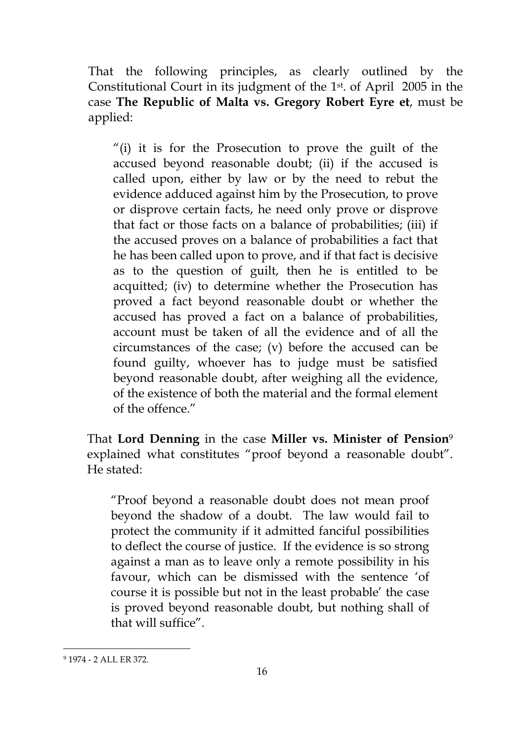That the following principles, as clearly outlined by the Constitutional Court in its judgment of the 1st. of April 2005 in the case **The Republic of Malta vs. Gregory Robert Eyre et**, must be applied:

> "(i) it is for the Prosecution to prove the guilt of the accused beyond reasonable doubt; (ii) if the accused is called upon, either by law or by the need to rebut the evidence adduced against him by the Prosecution, to prove or disprove certain facts, he need only prove or disprove that fact or those facts on a balance of probabilities; (iii) if the accused proves on a balance of probabilities a fact that he has been called upon to prove, and if that fact is decisive as to the question of guilt, then he is entitled to be acquitted; (iv) to determine whether the Prosecution has proved a fact beyond reasonable doubt or whether the accused has proved a fact on a balance of probabilities, account must be taken of all the evidence and of all the circumstances of the case; (v) before the accused can be found guilty, whoever has to judge must be satisfied beyond reasonable doubt, after weighing all the evidence, of the existence of both the material and the formal element of the offence."

That **Lord Denning** in the case **Miller vs. Minister of Pension**[9] explained what constitutes "proof beyond a reasonable doubt". He stated:

> "Proof beyond a reasonable doubt does not mean proof beyond the shadow of a doubt. The law would fail to protect the community if it admitted fanciful possibilities to deflect the course of justice. If the evidence is so strong against a man as to leave only a remote possibility in his favour, which can be dismissed with the sentence 'of course it is possible but not in the least probable' the case is proved beyond reasonable doubt, but nothing shall of that will suffice".

---

[9] 1974 - 2 ALL ER 372.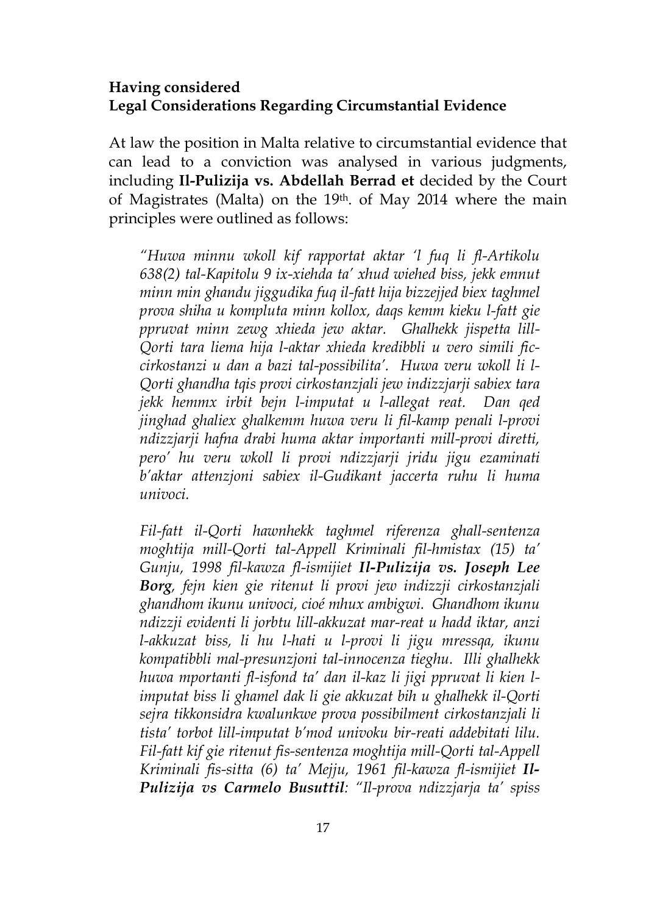**Having considered**
**Legal Considerations Regarding Circumstantial Evidence**

At law the position in Malta relative to circumstantial evidence that can lead to a conviction was analysed in various judgments, including **Il-Pulizija vs. Abdellah Berrad et** decided by the Court of Magistrates (Malta) on the 19th. of May 2014 where the main principles were outlined as follows:

> *"Huwa minnu wkoll kif rapportat aktar 'l fuq li fl-Artikolu 638(2) tal-Kapitolu 9 ix-xiehda ta' xhud wiehed biss, jekk emnut minn min ghandu jiggudika fuq il-fatt hija bizzejjed biex taghmel prova shiha u kompluta minn kollox, daqs kemm kieku l-fatt gie ppruvat minn zewg xhieda jew aktar. Ghalhekk jispetta lill-Qorti tara liema hija l-aktar xhieda kredibbli u vero simili fic-cirkostanzi u dan a bazi tal-possibilita'. Huwa veru wkoll li l-Qorti ghandha tqis provi cirkostanzjali jew indizzjarji sabiex tara jekk hemmx irbit bejn l-imputat u l-allegat reat. Dan qed jinghad ghaliex ghalkemm huwa veru li fil-kamp penali l-provi ndizzjarji hafna drabi huma aktar importanti mill-provi diretti, pero' hu veru wkoll li provi ndizzjarji jridu jigu ezaminati b'aktar attenzjoni sabiex il-Gudikant jaccerta ruhu li huma univoci.*
>
> *Fil-fatt il-Qorti hawnhekk taghmel riferenza ghall-sentenza moghtija mill-Qorti tal-Appell Kriminali fil-hmistax (15) ta' Gunju, 1998 fil-kawza fl-ismijiet **Il-Pulizija vs. Joseph Lee Borg**, fejn kien gie ritenut li provi jew indizzji cirkostanzjali ghandhom ikunu univoci, cioé mhux ambigwi. Ghandhom ikunu ndizzji evidenti li jorbtu lill-akkuzat mar-reat u hadd iktar, anzi l-akkuzat biss, li hu l-hati u l-provi li jigu mressqa, ikunu kompatibbli mal-presunzjoni tal-innocenza tieghu. Illi ghalhekk huwa mportanti fl-isfond ta' dan il-kaz li jigi ppruvat li kien l-imputat biss li ghamel dak li gie akkuzat bih u ghalhekk il-Qorti sejra tikkonsidra kwalunkwe prova possibilment cirkostanzjali li tista' torbot lill-imputat b'mod univoku bir-reati addebitati lilu. Fil-fatt kif gie ritenut fis-sentenza moghtija mill-Qorti tal-Appell Kriminali fis-sitta (6) ta' Mejju, 1961 fil-kawza fl-ismijiet **Il-Pulizija vs Carmelo Busuttil**: "Il-prova ndizzjarja ta' spiss*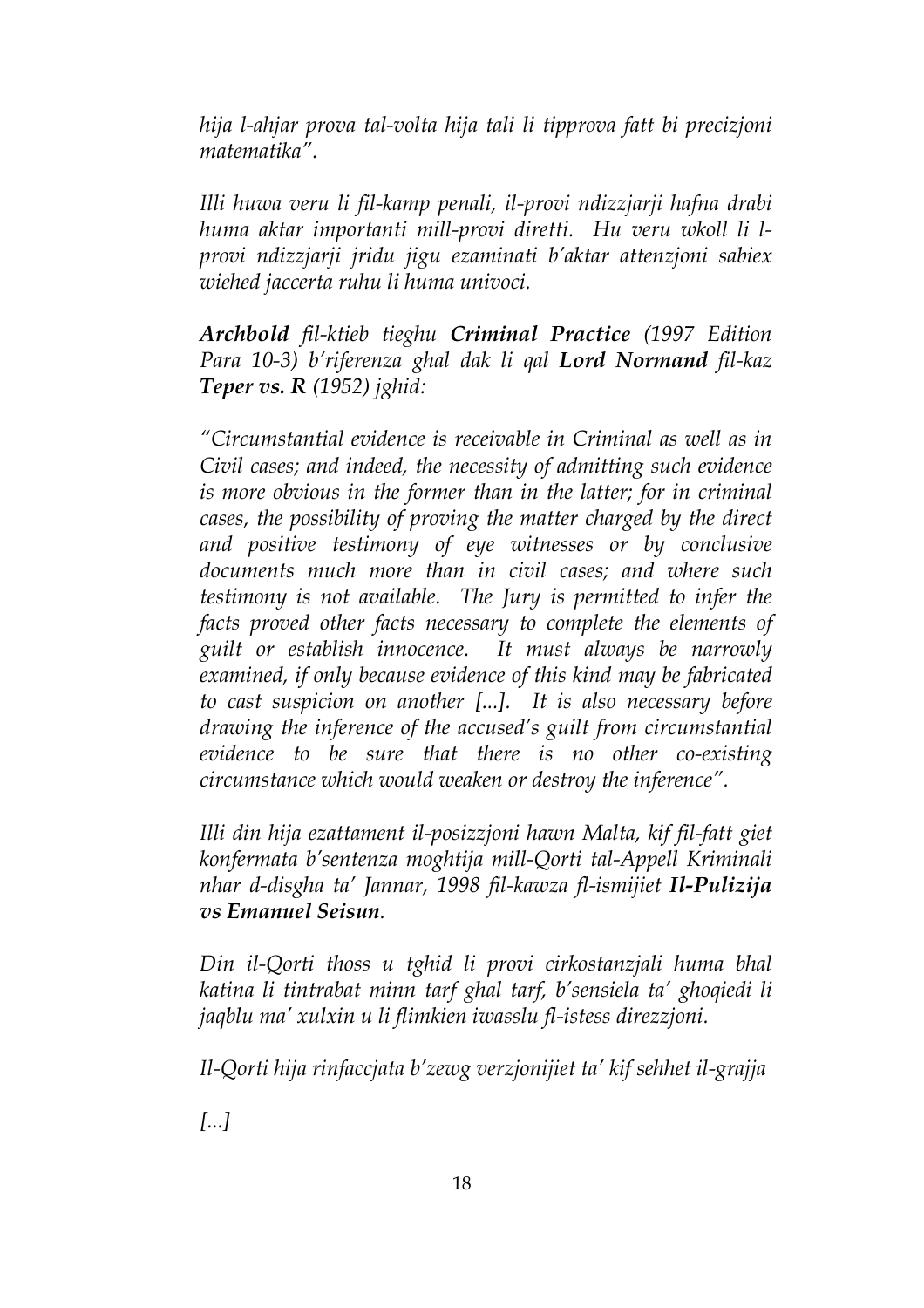*hija l-ahjar prova tal-volta hija tali li tipprova fatt bi precizjoni matematika".*

*Illi huwa veru li fil-kamp penali, il-provi ndizzjarji hafna drabi huma aktar importanti mill-provi diretti. Hu veru wkoll li l-provi ndizzjarji jridu jigu ezaminati b'aktar attenzjoni sabiex wiehed jaccerta ruhu li huma univoci.*

***Archbold** fil-ktieb tieghu **Criminal Practice** (1997 Edition Para 10-3) b'riferenza ghal dak li qal **Lord Normand** fil-kaz **Teper vs. R** (1952) jghid:*

*"Circumstantial evidence is receivable in Criminal as well as in Civil cases; and indeed, the necessity of admitting such evidence is more obvious in the former than in the latter; for in criminal cases, the possibility of proving the matter charged by the direct and positive testimony of eye witnesses or by conclusive documents much more than in civil cases; and where such testimony is not available. The Jury is permitted to infer the facts proved other facts necessary to complete the elements of guilt or establish innocence. It must always be narrowly examined, if only because evidence of this kind may be fabricated to cast suspicion on another [...]. It is also necessary before drawing the inference of the accused's guilt from circumstantial evidence to be sure that there is no other co-existing circumstance which would weaken or destroy the inference".*

*Illi din hija ezattament il-posizzjoni hawn Malta, kif fil-fatt giet konfermata b'sentenza moghtija mill-Qorti tal-Appell Kriminali nhar d-disgha ta' Jannar, 1998 fil-kawza fl-ismijiet **Il-Pulizija vs Emanuel Seisun**.*

*Din il-Qorti thoss u tghid li provi cirkostanzjali huma bhal katina li tintrabat minn tarf ghal tarf, b'sensiela ta' ghoqiedi li jaqblu ma' xulxin u li flimkien iwasslu fl-istess direzzjoni.*

*Il-Qorti hija rinfaccjata b'zewg verzjonijiet ta' kif sehhet il-grajja*

*[...]*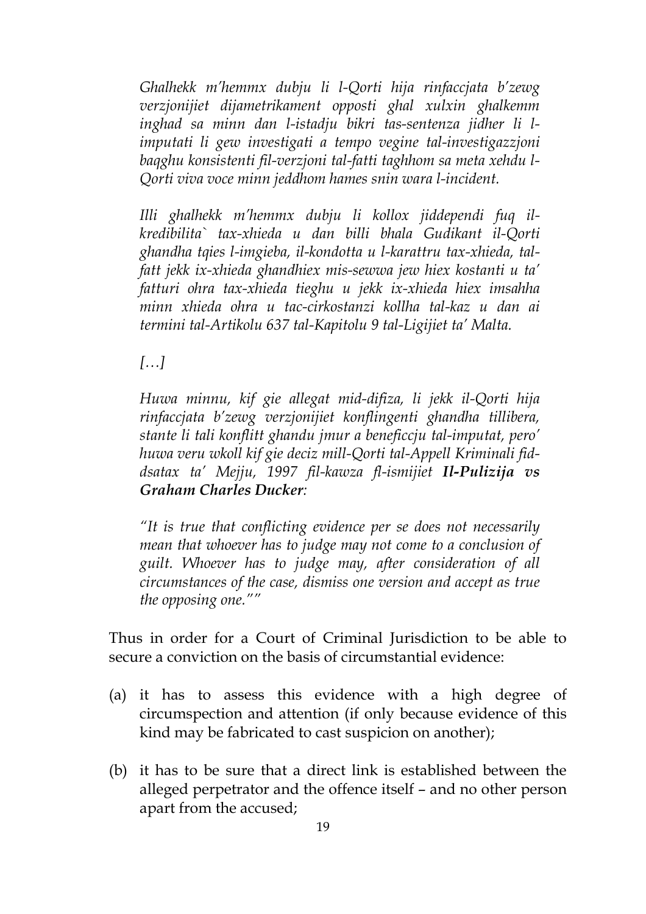*Ghalhekk m'hemmx dubju li l-Qorti hija rinfaccjata b'zewg verzjonijiet dijametrikament opposti ghal xulxin ghalkemm inghad sa minn dan l-istadju bikri tas-sentenza jidher li l-imputati li gew investigati a tempo vegine tal-investigazzjoni baqghu konsistenti fil-verzjoni tal-fatti taghhom sa meta xehdu l-Qorti viva voce minn jeddhom hames snin wara l-incident.*

*Illi ghalhekk m'hemmx dubju li kollox jiddependi fuq il-kredibilita` tax-xhieda u dan billi bhala Gudikant il-Qorti ghandha tqies l-imgieba, il-kondotta u l-karattru tax-xhieda, tal-fatt jekk ix-xhieda ghandhiex mis-sewwa jew hiex kostanti u ta' fatturi ohra tax-xhieda tieghu u jekk ix-xhieda hiex imsahha minn xhieda ohra u tac-cirkostanzi kollha tal-kaz u dan ai termini tal-Artikolu 637 tal-Kapitolu 9 tal-Ligijiet ta' Malta.*

*[…]*

*Huwa minnu, kif gie allegat mid-difiza, li jekk il-Qorti hija rinfaccjata b'zewg verzjonijiet konflingenti ghandha tillibera, stante li tali konflitt ghandu jmur a beneficcju tal-imputat, pero' huwa veru wkoll kif gie deciz mill-Qorti tal-Appell Kriminali fid-dsatax ta' Mejju, 1997 fil-kawza fl-ismijiet **Il-Pulizija vs Graham Charles Ducker**:*

*"It is true that conflicting evidence per se does not necessarily mean that whoever has to judge may not come to a conclusion of guilt. Whoever has to judge may, after consideration of all circumstances of the case, dismiss one version and accept as true the opposing one.""*

Thus in order for a Court of Criminal Jurisdiction to be able to secure a conviction on the basis of circumstantial evidence:

(a) it has to assess this evidence with a high degree of circumspection and attention (if only because evidence of this kind may be fabricated to cast suspicion on another);

(b) it has to be sure that a direct link is established between the alleged perpetrator and the offence itself – and no other person apart from the accused;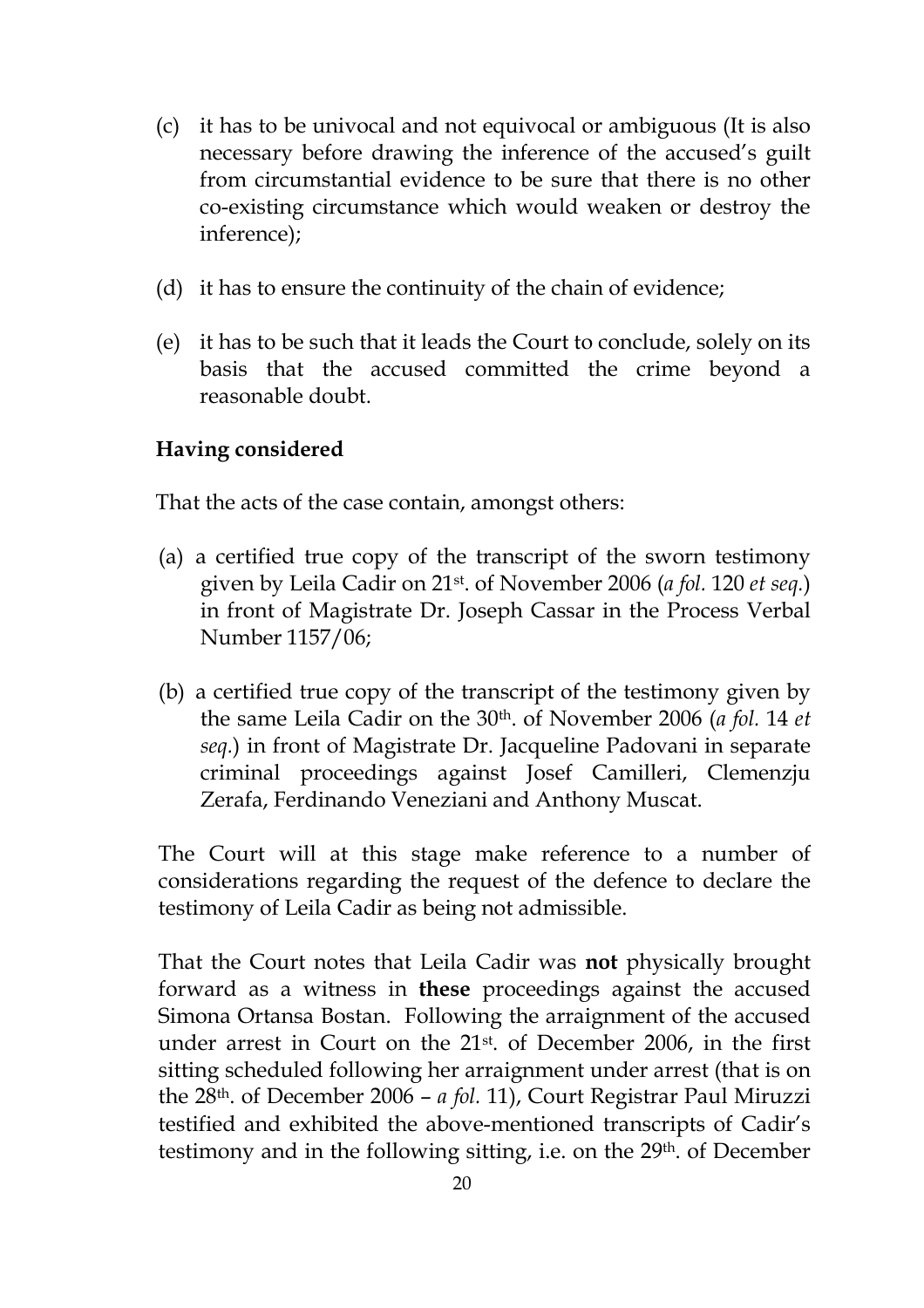(c) it has to be univocal and not equivocal or ambiguous (It is also necessary before drawing the inference of the accused's guilt from circumstantial evidence to be sure that there is no other co-existing circumstance which would weaken or destroy the inference);

(d) it has to ensure the continuity of the chain of evidence;

(e) it has to be such that it leads the Court to conclude, solely on its basis that the accused committed the crime beyond a reasonable doubt.

**Having considered**

That the acts of the case contain, amongst others:

(a) a certified true copy of the transcript of the sworn testimony given by Leila Cadir on 21st. of November 2006 (*a fol.* 120 *et seq.*) in front of Magistrate Dr. Joseph Cassar in the Process Verbal Number 1157/06;

(b) a certified true copy of the transcript of the testimony given by the same Leila Cadir on the 30th. of November 2006 (*a fol.* 14 *et seq.*) in front of Magistrate Dr. Jacqueline Padovani in separate criminal proceedings against Josef Camilleri, Clemenzju Zerafa, Ferdinando Veneziani and Anthony Muscat.

The Court will at this stage make reference to a number of considerations regarding the request of the defence to declare the testimony of Leila Cadir as being not admissible.

That the Court notes that Leila Cadir was **not** physically brought forward as a witness in **these** proceedings against the accused Simona Ortansa Bostan. Following the arraignment of the accused under arrest in Court on the 21st. of December 2006, in the first sitting scheduled following her arraignment under arrest (that is on the 28th. of December 2006 – *a fol.* 11), Court Registrar Paul Miruzzi testified and exhibited the above-mentioned transcripts of Cadir's testimony and in the following sitting, i.e. on the 29th. of December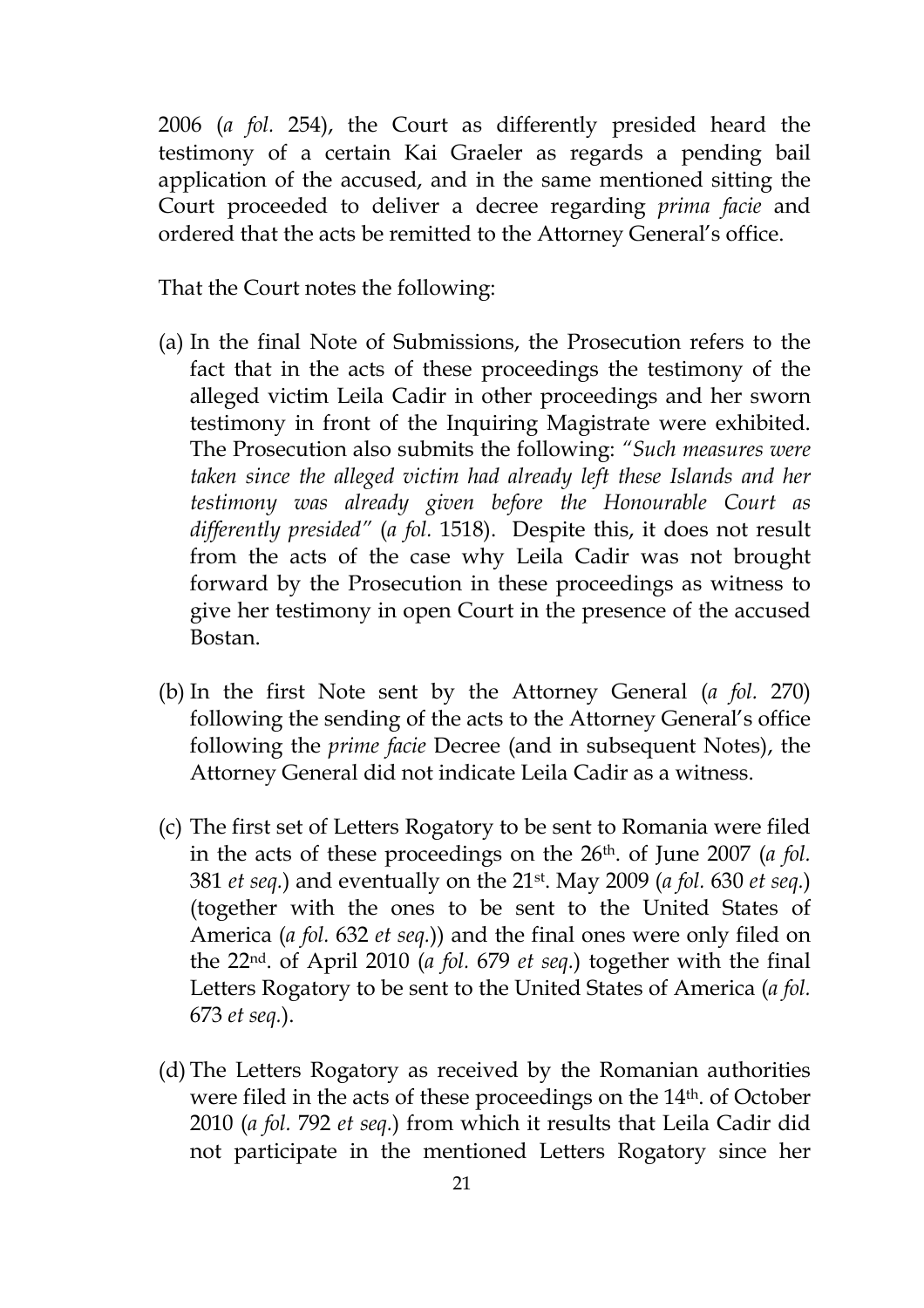2006 (*a fol.* 254), the Court as differently presided heard the testimony of a certain Kai Graeler as regards a pending bail application of the accused, and in the same mentioned sitting the Court proceeded to deliver a decree regarding *prima facie* and ordered that the acts be remitted to the Attorney General's office.

That the Court notes the following:

(a) In the final Note of Submissions, the Prosecution refers to the fact that in the acts of these proceedings the testimony of the alleged victim Leila Cadir in other proceedings and her sworn testimony in front of the Inquiring Magistrate were exhibited. The Prosecution also submits the following: *"Such measures were taken since the alleged victim had already left these Islands and her testimony was already given before the Honourable Court as differently presided"* (*a fol.* 1518). Despite this, it does not result from the acts of the case why Leila Cadir was not brought forward by the Prosecution in these proceedings as witness to give her testimony in open Court in the presence of the accused Bostan.

(b) In the first Note sent by the Attorney General (*a fol.* 270) following the sending of the acts to the Attorney General's office following the *prime facie* Decree (and in subsequent Notes), the Attorney General did not indicate Leila Cadir as a witness.

(c) The first set of Letters Rogatory to be sent to Romania were filed in the acts of these proceedings on the 26th. of June 2007 (*a fol.* 381 *et seq.*) and eventually on the 21st. May 2009 (*a fol.* 630 *et seq.*) (together with the ones to be sent to the United States of America (*a fol.* 632 *et seq.*)) and the final ones were only filed on the 22nd. of April 2010 (*a fol.* 679 *et seq.*) together with the final Letters Rogatory to be sent to the United States of America (*a fol.* 673 *et seq.*).

(d) The Letters Rogatory as received by the Romanian authorities were filed in the acts of these proceedings on the 14th. of October 2010 (*a fol.* 792 *et seq.*) from which it results that Leila Cadir did not participate in the mentioned Letters Rogatory since her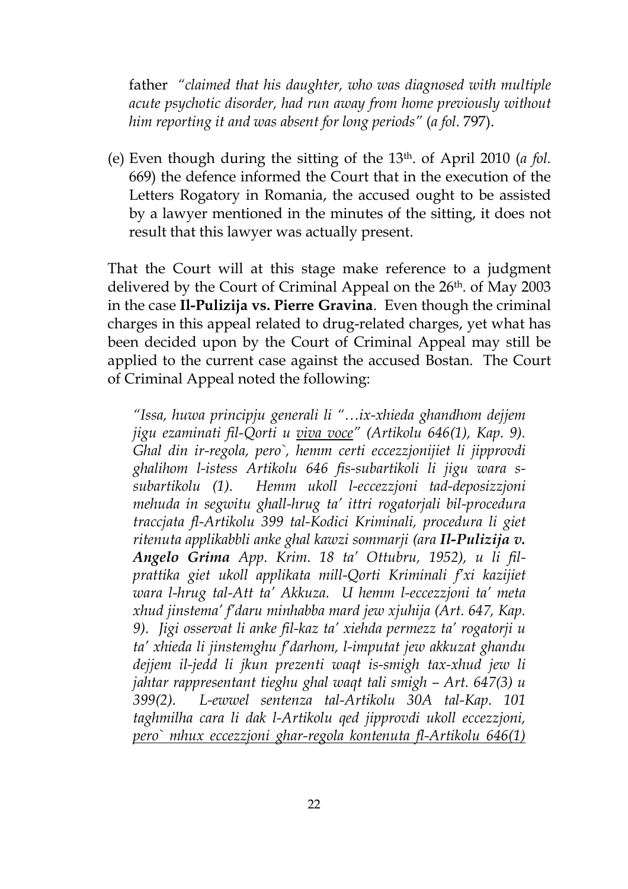father *"claimed that his daughter, who was diagnosed with multiple acute psychotic disorder, had run away from home previously without him reporting it and was absent for long periods"* (*a fol.* 797).

(e) Even though during the sitting of the 13th. of April 2010 (*a fol.* 669) the defence informed the Court that in the execution of the Letters Rogatory in Romania, the accused ought to be assisted by a lawyer mentioned in the minutes of the sitting, it does not result that this lawyer was actually present.

That the Court will at this stage make reference to a judgment delivered by the Court of Criminal Appeal on the 26th. of May 2003 in the case **Il-Pulizija vs. Pierre Gravina**. Even though the criminal charges in this appeal related to drug-related charges, yet what has been decided upon by the Court of Criminal Appeal may still be applied to the current case against the accused Bostan. The Court of Criminal Appeal noted the following:

*"Issa, huwa principju generali li "…ix-xhieda ghandhom dejjem jigu ezaminati fil-Qorti u <u>viva voce</u>" (Artikolu 646(1), Kap. 9). Ghal din ir-regola, pero`, hemm certi eccezzjonijiet li jipprovdi ghalihom l-istess Artikolu 646 fis-subartikoli li jigu wara s-subartikolu (1). Hemm ukoll l-eccezzjoni tad-deposizzjoni mehuda in segwitu ghall-hrug ta' ittri rogatorjali bil-procedura traccjata fl-Artikolu 399 tal-Kodici Kriminali, procedura li giet ritenuta applikabbli anke ghal kawzi sommarji (ara **Il-Pulizija v. Angelo Grima** App. Krim. 18 ta' Ottubru, 1952), u li fil-prattika giet ukoll applikata mill-Qorti Kriminali f'xi kazijiet wara l-hrug tal-Att ta' Akkuza. U hemm l-eccezzjoni ta' meta xhud jinstema' f'daru minhabba mard jew xjuhija (Art. 647, Kap. 9). Jigi osservat li anke fil-kaz ta' xiehda permezz ta' rogatorji u ta' xhieda li jinstemghu f'darhom, l-imputat jew akkuzat ghandu dejjem il-jedd li jkun prezenti waqt is-smigh tax-xhud jew li jahtar rappresentant tieghu ghal waqt tali smigh – Art. 647(3) u 399(2). L-ewwel sentenza tal-Artikolu 30A tal-Kap. 101 taghmilha cara li dak l-Artikolu qed jipprovdi ukoll eccezzjoni, <u>pero` mhux eccezzjoni ghar-regola kontenuta fl-Artikolu 646(1)</u>*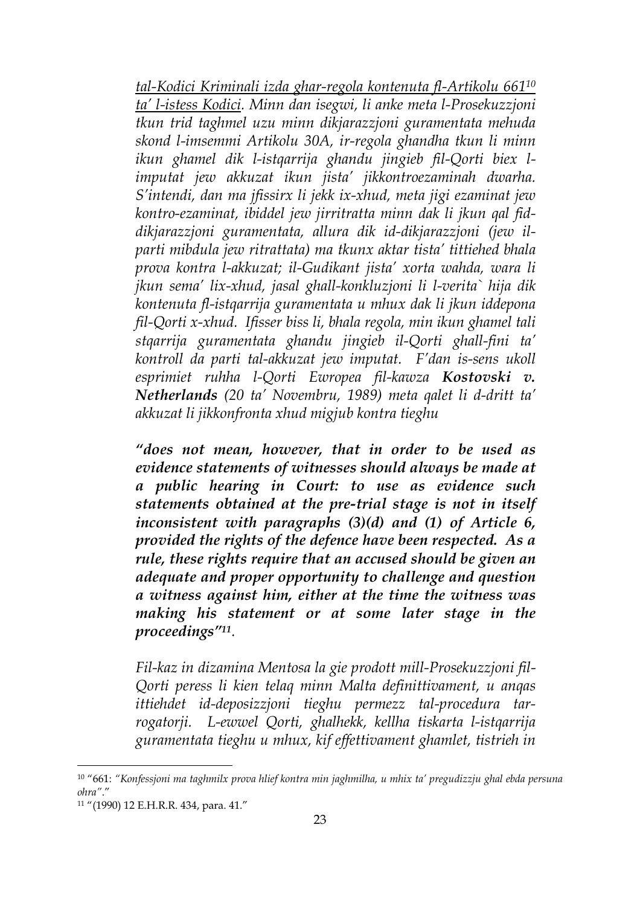*<u>tal-Kodici Kriminali izda ghar-regola kontenuta fl-Artikolu 661</u>*[10] *<u>ta' l-istess Kodici</u>. Minn dan isegwi, li anke meta l-Prosekuzzjoni tkun trid taghmel uzu minn dikjarazzjoni guramentata mehuda skond l-imsemmi Artikolu 30A, ir-regola ghandha tkun li minn ikun ghamel dik l-istqarrija ghandu jingieb fil-Qorti biex l-imputat jew akkuzat ikun jista' jikkontroezaminah dwarha. S'intendi, dan ma jfissirx li jekk ix-xhud, meta jigi ezaminat jew kontro-ezaminat, ibiddel jew jirritratta minn dak li jkun qal fid-dikjarazzjoni guramentata, allura dik id-dikjarazzjoni (jew il-parti mibdula jew ritrattata) ma tkunx aktar tista' tittiehed bhala prova kontra l-akkuzat; il-Gudikant jista' xorta wahda, wara li jkun sema' lix-xhud, jasal ghall-konkluzjoni li l-verita` hija dik kontenuta fl-istqarrija guramentata u mhux dak li jkun iddepona fil-Qorti x-xhud. Ifisser biss li, bhala regola, min ikun ghamel tali stqarrija guramentata ghandu jingieb il-Qorti ghall-fini ta' kontroll da parti tal-akkuzat jew imputat. F'dan is-sens ukoll esprimiet ruhha l-Qorti Ewropea fil-kawza **Kostovski v. Netherlands** (20 ta' Novembru, 1989) meta qalet li d-dritt ta' akkuzat li jikkonfronta xhud migjub kontra tieghu*

***"does not mean, however, that in order to be used as evidence statements of witnesses should always be made at a public hearing in Court: to use as evidence such statements obtained at the pre-trial stage is not in itself inconsistent with paragraphs (3)(d) and (1) of Article 6, provided the rights of the defence have been respected. As a rule, these rights require that an accused should be given an adequate and proper opportunity to challenge and question a witness against him, either at the time the witness was making his statement or at some later stage in the proceedings"***[11].

*Fil-kaz in dizamina Mentosa la gie prodott mill-Prosekuzzjoni fil-Qorti peress li kien telaq minn Malta definittivament, u anqas ittiehdet id-deposizzjoni tieghu permezz tal-procedura tar-rogatorji. L-ewwel Qorti, ghalhekk, kellha tiskarta l-istqarrija guramentata tieghu u mhux, kif effettivament ghamlet, tistrieh in*

---

[10] "661: *"Konfessjoni ma taghmilx prova hlief kontra min jaghmilha, u mhix ta' pregudizzju ghal ebda persuna ohra"*."

[11] "(1990) 12 E.H.R.R. 434, para. 41."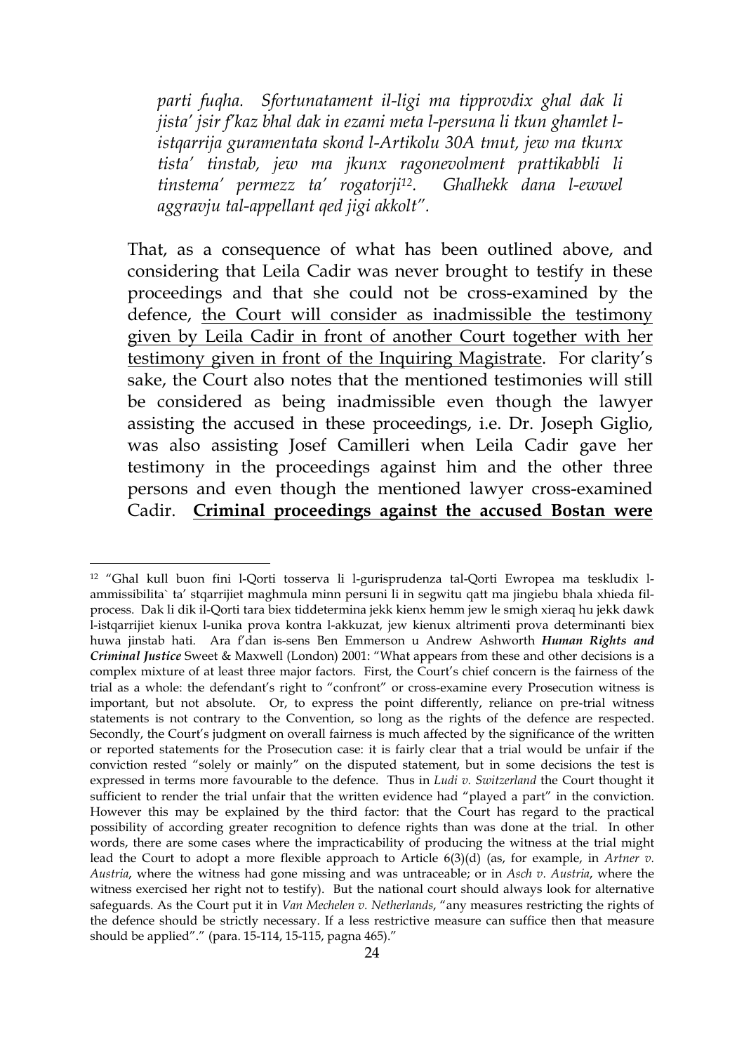*parti fuqha. Sfortunatament il-ligi ma tipprovdix ghal dak li jista' jsir f'kaz bhal dak in ezami meta l-persuna li tkun ghamlet l-istqarrija guramentata skond l-Artikolu 30A tmut, jew ma tkunx tista' tinstab, jew ma jkunx ragonevolment prattikabbli li tinstema' permezz ta' rogatorji*[12]. *Ghalhekk dana l-ewwel aggravju tal-appellant qed jigi akkolt".*

That, as a consequence of what has been outlined above, and considering that Leila Cadir was never brought to testify in these proceedings and that she could not be cross-examined by the defence, <u>the Court will consider as inadmissible the testimony given by Leila Cadir in front of another Court together with her testimony given in front of the Inquiring Magistrate</u>. For clarity's sake, the Court also notes that the mentioned testimonies will still be considered as being inadmissible even though the lawyer assisting the accused in these proceedings, i.e. Dr. Joseph Giglio, was also assisting Josef Camilleri when Leila Cadir gave her testimony in the proceedings against him and the other three persons and even though the mentioned lawyer cross-examined Cadir. **<u>Criminal proceedings against the accused Bostan were</u>**

---

[12] "Ghal kull buon fini l-Qorti tosserva li l-gurisprudenza tal-Qorti Ewropea ma teskludix l-ammissibilita` ta' stqarrijiet maghmula minn persuni li in segwitu qatt ma jingiebu bhala xhieda fil-process. Dak li dik il-Qorti tara biex tiddetermina jekk kienx hemm jew le smigh xieraq hu jekk dawk l-istqarrijiet kienux l-unika prova kontra l-akkuzat, jew kienux altrimenti prova determinanti biex huwa jinstab hati. Ara f'dan is-sens Ben Emmerson u Andrew Ashworth ***Human Rights and Criminal Justice*** Sweet & Maxwell (London) 2001: "What appears from these and other decisions is a complex mixture of at least three major factors. First, the Court's chief concern is the fairness of the trial as a whole: the defendant's right to "confront" or cross-examine every Prosecution witness is important, but not absolute. Or, to express the point differently, reliance on pre-trial witness statements is not contrary to the Convention, so long as the rights of the defence are respected. Secondly, the Court's judgment on overall fairness is much affected by the significance of the written or reported statements for the Prosecution case: it is fairly clear that a trial would be unfair if the conviction rested "solely or mainly" on the disputed statement, but in some decisions the test is expressed in terms more favourable to the defence. Thus in *Ludi v. Switzerland* the Court thought it sufficient to render the trial unfair that the written evidence had "played a part" in the conviction. However this may be explained by the third factor: that the Court has regard to the practical possibility of according greater recognition to defence rights than was done at the trial. In other words, there are some cases where the impracticability of producing the witness at the trial might lead the Court to adopt a more flexible approach to Article 6(3)(d) (as, for example, in *Artner v. Austria*, where the witness had gone missing and was untraceable; or in *Asch v. Austria*, where the witness exercised her right not to testify). But the national court should always look for alternative safeguards. As the Court put it in *Van Mechelen v. Netherlands*, "any measures restricting the rights of the defence should be strictly necessary. If a less restrictive measure can suffice then that measure should be applied"." (para. 15-114, 15-115, pagna 465)."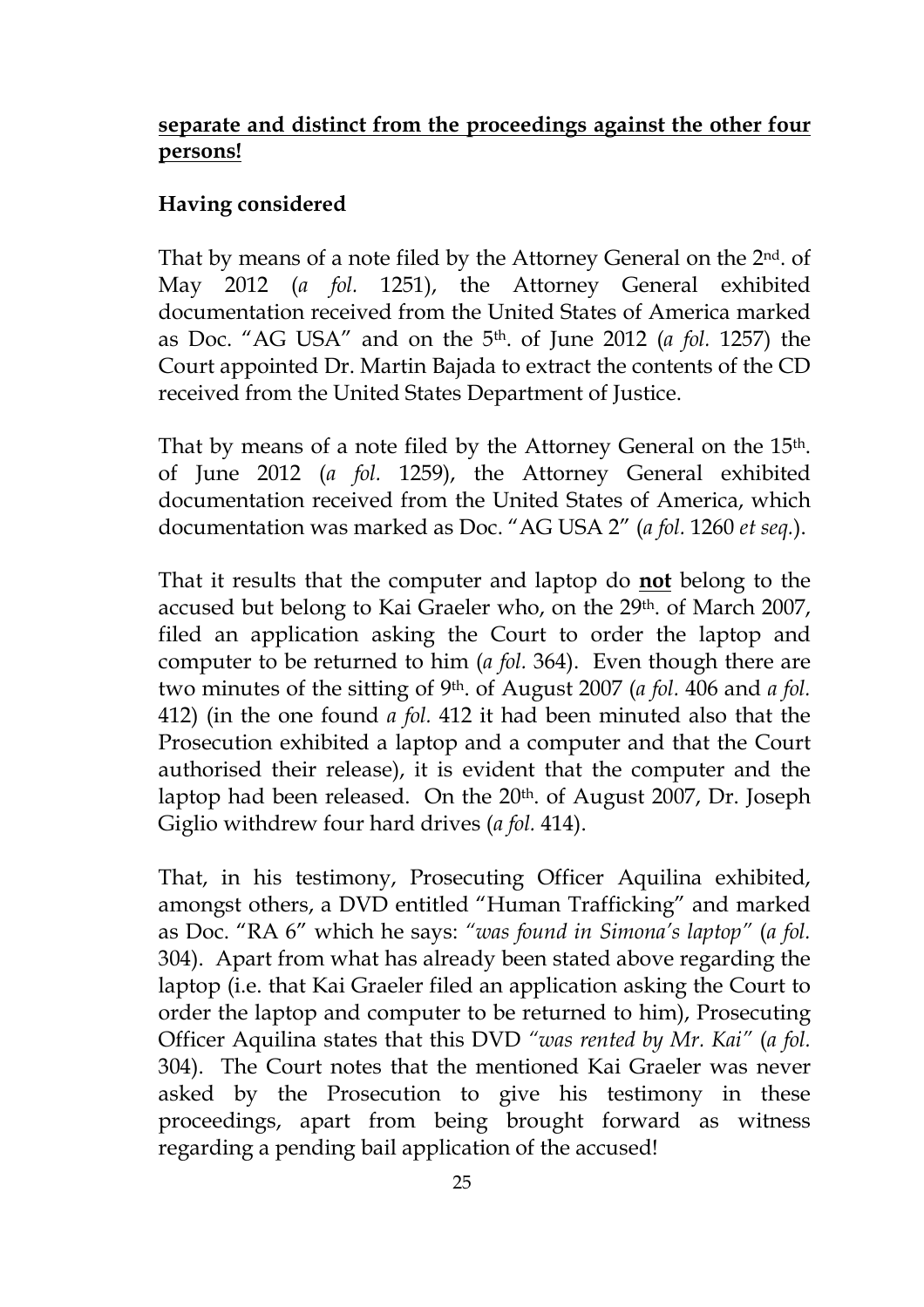**separate and distinct from the proceedings against the other four persons!**

**Having considered**

That by means of a note filed by the Attorney General on the 2nd. of May 2012 (*a fol.* 1251), the Attorney General exhibited documentation received from the United States of America marked as Doc. "AG USA" and on the 5th. of June 2012 (*a fol.* 1257) the Court appointed Dr. Martin Bajada to extract the contents of the CD received from the United States Department of Justice.

That by means of a note filed by the Attorney General on the 15th. of June 2012 (*a fol.* 1259), the Attorney General exhibited documentation received from the United States of America, which documentation was marked as Doc. "AG USA 2" (*a fol.* 1260 *et seq.*).

That it results that the computer and laptop do **not** belong to the accused but belong to Kai Graeler who, on the 29th. of March 2007, filed an application asking the Court to order the laptop and computer to be returned to him (*a fol.* 364). Even though there are two minutes of the sitting of 9th. of August 2007 (*a fol.* 406 and *a fol.* 412) (in the one found *a fol.* 412 it had been minuted also that the Prosecution exhibited a laptop and a computer and that the Court authorised their release), it is evident that the computer and the laptop had been released. On the 20th. of August 2007, Dr. Joseph Giglio withdrew four hard drives (*a fol.* 414).

That, in his testimony, Prosecuting Officer Aquilina exhibited, amongst others, a DVD entitled "Human Trafficking" and marked as Doc. "RA 6" which he says: *"was found in Simona's laptop"* (*a fol.* 304). Apart from what has already been stated above regarding the laptop (i.e. that Kai Graeler filed an application asking the Court to order the laptop and computer to be returned to him), Prosecuting Officer Aquilina states that this DVD *"was rented by Mr. Kai"* (*a fol.* 304). The Court notes that the mentioned Kai Graeler was never asked by the Prosecution to give his testimony in these proceedings, apart from being brought forward as witness regarding a pending bail application of the accused!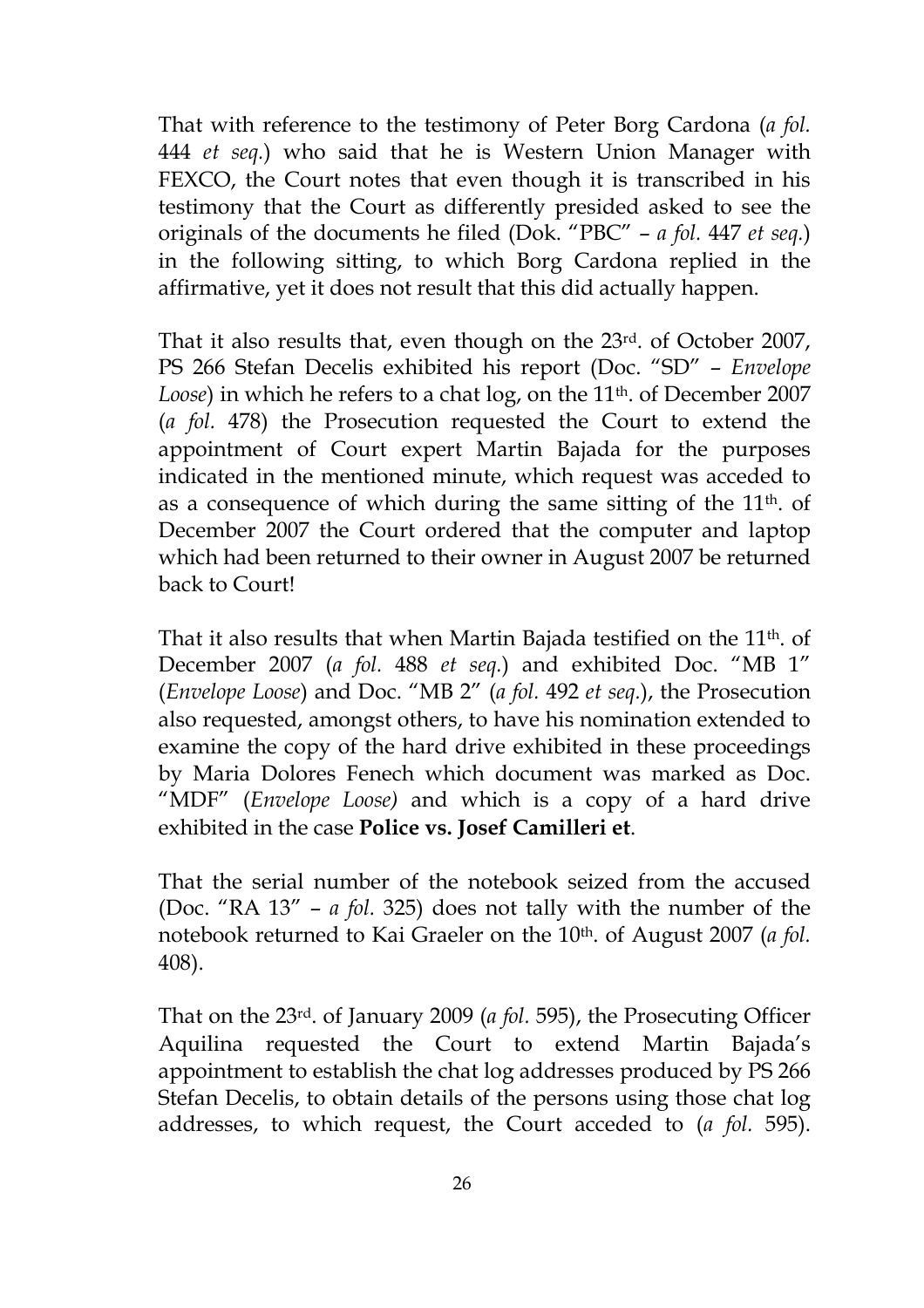That with reference to the testimony of Peter Borg Cardona (*a fol.* 444 *et seq.*) who said that he is Western Union Manager with FEXCO, the Court notes that even though it is transcribed in his testimony that the Court as differently presided asked to see the originals of the documents he filed (Dok. "PBC" – *a fol.* 447 *et seq.*) in the following sitting, to which Borg Cardona replied in the affirmative, yet it does not result that this did actually happen.

That it also results that, even though on the 23rd. of October 2007, PS 266 Stefan Decelis exhibited his report (Doc. "SD" – *Envelope Loose*) in which he refers to a chat log, on the 11th. of December 2007 (*a fol.* 478) the Prosecution requested the Court to extend the appointment of Court expert Martin Bajada for the purposes indicated in the mentioned minute, which request was acceded to as a consequence of which during the same sitting of the 11th. of December 2007 the Court ordered that the computer and laptop which had been returned to their owner in August 2007 be returned back to Court!

That it also results that when Martin Bajada testified on the 11th. of December 2007 (*a fol.* 488 *et seq.*) and exhibited Doc. "MB 1" (*Envelope Loose*) and Doc. "MB 2" (*a fol.* 492 *et seq.*), the Prosecution also requested, amongst others, to have his nomination extended to examine the copy of the hard drive exhibited in these proceedings by Maria Dolores Fenech which document was marked as Doc. "MDF" (*Envelope Loose)* and which is a copy of a hard drive exhibited in the case **Police vs. Josef Camilleri et**.

That the serial number of the notebook seized from the accused (Doc. "RA 13" – *a fol.* 325) does not tally with the number of the notebook returned to Kai Graeler on the 10th. of August 2007 (*a fol.* 408).

That on the 23rd. of January 2009 (*a fol.* 595), the Prosecuting Officer Aquilina requested the Court to extend Martin Bajada's appointment to establish the chat log addresses produced by PS 266 Stefan Decelis, to obtain details of the persons using those chat log addresses, to which request, the Court acceded to (*a fol.* 595).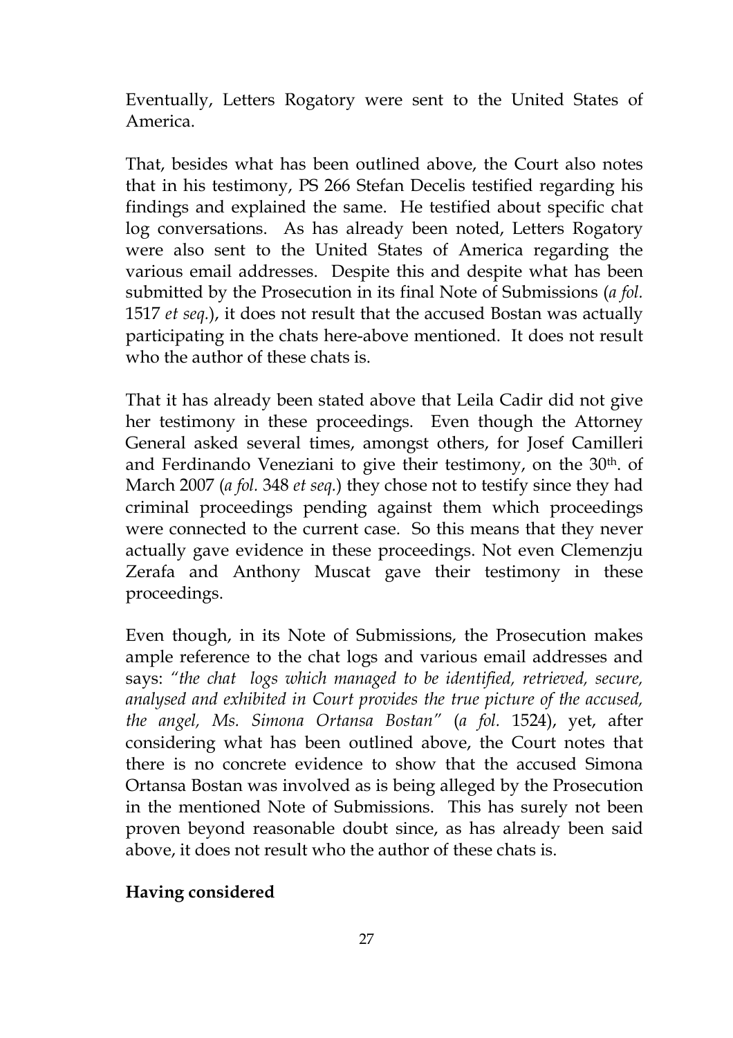Eventually, Letters Rogatory were sent to the United States of America.

That, besides what has been outlined above, the Court also notes that in his testimony, PS 266 Stefan Decelis testified regarding his findings and explained the same. He testified about specific chat log conversations. As has already been noted, Letters Rogatory were also sent to the United States of America regarding the various email addresses. Despite this and despite what has been submitted by the Prosecution in its final Note of Submissions (*a fol.* 1517 *et seq.*), it does not result that the accused Bostan was actually participating in the chats here-above mentioned. It does not result who the author of these chats is.

That it has already been stated above that Leila Cadir did not give her testimony in these proceedings. Even though the Attorney General asked several times, amongst others, for Josef Camilleri and Ferdinando Veneziani to give their testimony, on the 30th. of March 2007 (*a fol.* 348 *et seq.*) they chose not to testify since they had criminal proceedings pending against them which proceedings were connected to the current case. So this means that they never actually gave evidence in these proceedings. Not even Clemenzju Zerafa and Anthony Muscat gave their testimony in these proceedings.

Even though, in its Note of Submissions, the Prosecution makes ample reference to the chat logs and various email addresses and says: *"the chat logs which managed to be identified, retrieved, secure, analysed and exhibited in Court provides the true picture of the accused, the angel, Ms. Simona Ortansa Bostan"* (*a fol.* 1524), yet, after considering what has been outlined above, the Court notes that there is no concrete evidence to show that the accused Simona Ortansa Bostan was involved as is being alleged by the Prosecution in the mentioned Note of Submissions. This has surely not been proven beyond reasonable doubt since, as has already been said above, it does not result who the author of these chats is.

**Having considered**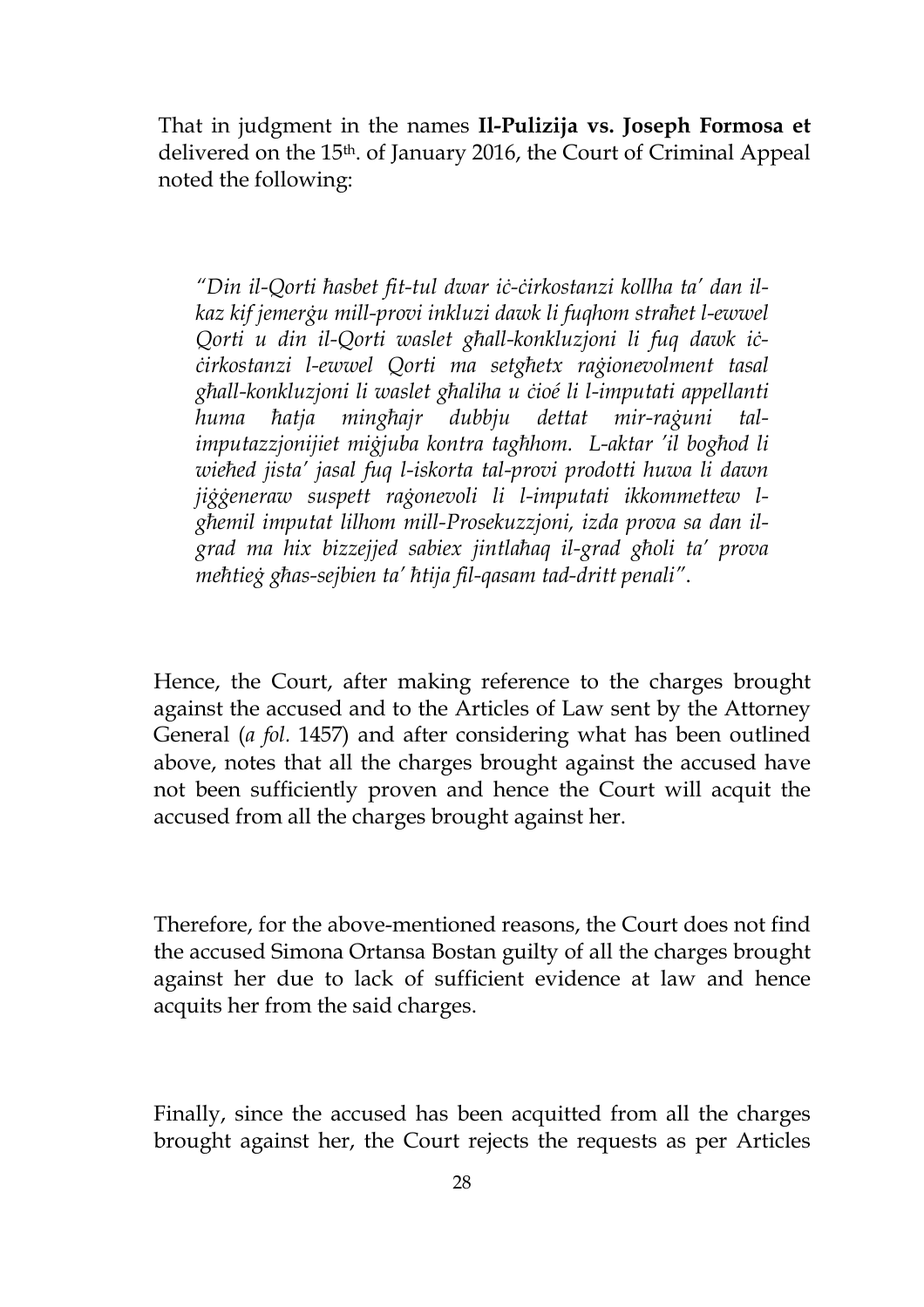That in judgment in the names **Il-Pulizija vs. Joseph Formosa et** delivered on the 15th. of January 2016, the Court of Criminal Appeal noted the following:

> *"Din il-Qorti ħasbet fit-tul dwar iċ-ċirkostanzi kollha ta' dan il-kaz kif jemerġu mill-provi inkluzi dawk li fuqhom straħet l-ewwel Qorti u din il-Qorti waslet għall-konkluzjoni li fuq dawk iċ-ċirkostanzi l-ewwel Qorti ma setgħetx raġionevolment tasal għall-konkluzjoni li waslet għaliha u ċioé li l-imputati appellanti huma ħatja mingħajr dubbju dettat mir-raġuni tal-imputazzjonijiet miġjuba kontra tagħhom. L-aktar 'il bogħod li wieħed jista' jasal fuq l-iskorta tal-provi prodotti huwa li dawn jiġġeneraw suspett raġonevoli li l-imputati ikkommettew l-għemil imputat lilhom mill-Prosekuzzjoni, izda prova sa dan il-grad ma hix bizzejjed sabiex jintlaħaq il-grad għoli ta' prova meħtieġ għas-sejbien ta' ħtija fil-qasam tad-dritt penali".*

Hence, the Court, after making reference to the charges brought against the accused and to the Articles of Law sent by the Attorney General (*a fol.* 1457) and after considering what has been outlined above, notes that all the charges brought against the accused have not been sufficiently proven and hence the Court will acquit the accused from all the charges brought against her.

Therefore, for the above-mentioned reasons, the Court does not find the accused Simona Ortansa Bostan guilty of all the charges brought against her due to lack of sufficient evidence at law and hence acquits her from the said charges.

Finally, since the accused has been acquitted from all the charges brought against her, the Court rejects the requests as per Articles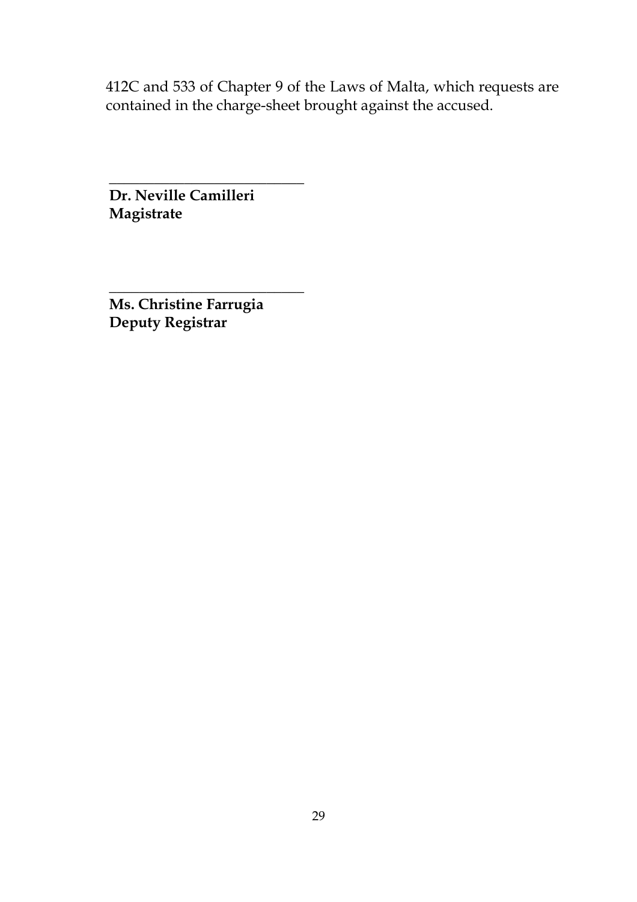412C and 533 of Chapter 9 of the Laws of Malta, which requests are contained in the charge-sheet brought against the accused.

___________________________

**Dr. Neville Camilleri**
**Magistrate**

___________________________

**Ms. Christine Farrugia**
**Deputy Registrar**